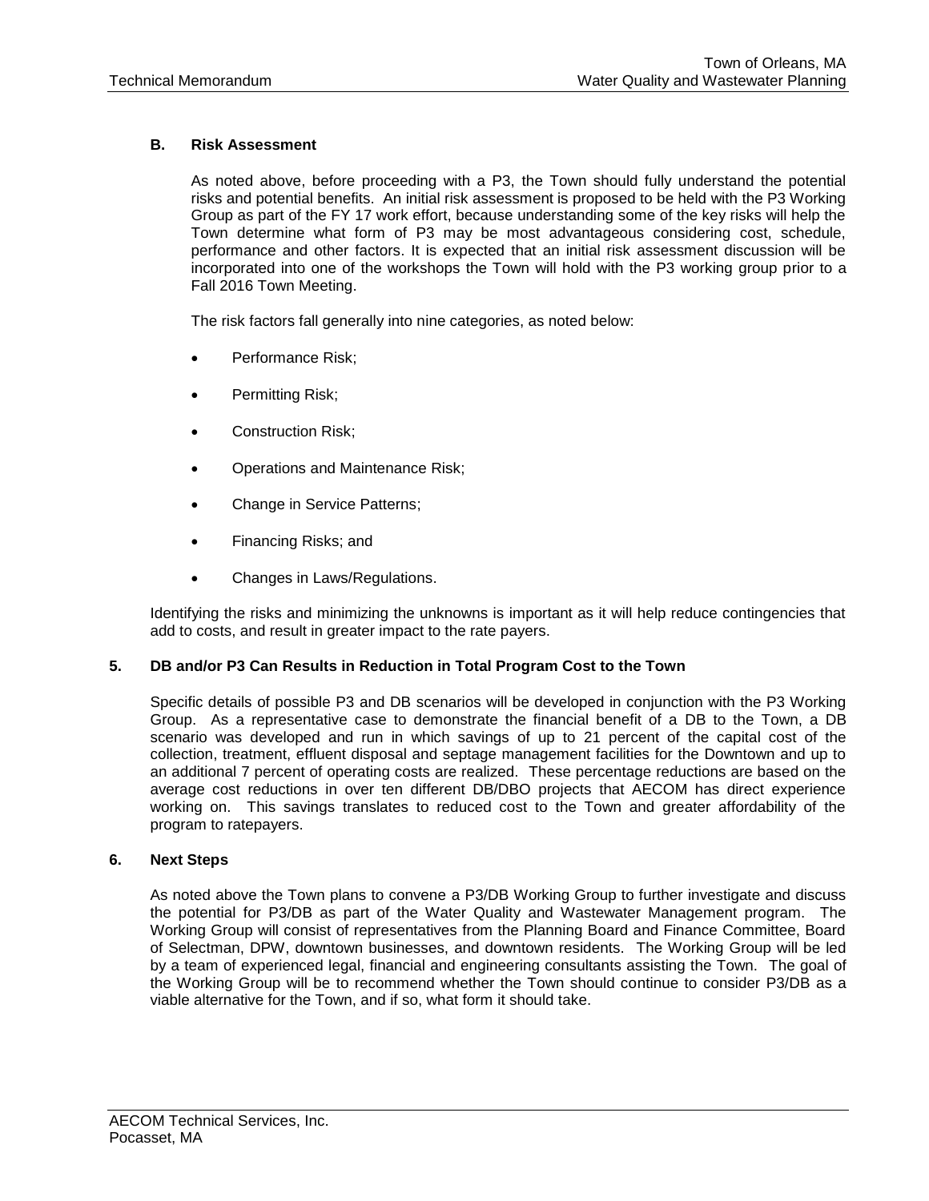### B. Risk Assessment

As noted above, before proceeding with a P3, the Town should fully understand the potential risks and potential benefits. An initial risk assessment is proposed to be held with the P3 Working Group as part of the FY 17 work effort, because understanding some of the key risks will help the Town determine what form of P3 may be most advantageous considering cost, schedule, performance and other factors. It is expected that an initial risk assessment discussion will be incorporated into one of the workshops the Town will hold with the P3 working group prior to a Fall 2016 Town Meeting.

The risk factors fall generally into nine categories, as noted below:

- Performance Risk;
- Permitting Risk;
- Construction Risk;
- Operations and Maintenance Risk;
- Change in Service Patterns;
- Financing Risks; and
- Changes in Laws/Regulations.

Identifying the risks and minimizing the unknowns is important as it will help reduce contingencies that add to costs, and result in greater impact to the rate payers.

## 5. DB and/or P3 Can Results in Reduction in Total Program Cost to the Town

Specific details of possible P3 and DB scenarios will be developed in conjunction with the P3 Working Group. As a representative case to demonstrate the financial benefit of a DB to the Town, a DB scenario was developed and run in which savings of up to 21 percent of the capital cost of the collection, treatment, effluent disposal and septage management facilities for the Downtown and up to an additional 7 percent of operating costs are realized. These percentage reductions are based on the average cost reductions in over ten different DB/DBO projects that AECOM has direct experience working on. This savings translates to reduced cost to the Town and greater affordability of the program to ratepayers.

## 6. Next Steps

As noted above the Town plans to convene a P3/DB Working Group to further investigate and discuss the potential for P3/DB as part of the Water Quality and Wastewater Management program. The Working Group will consist of representatives from the Planning Board and Finance Committee, Board of Selectman, DPW, downtown businesses, and downtown residents. The Working Group will be led by a team of experienced legal, financial and engineering consultants assisting the Town. The goal of the Working Group will be to recommend whether the Town should continue to consider P3/DB as a viable alternative for the Town, and if so, what form it should take.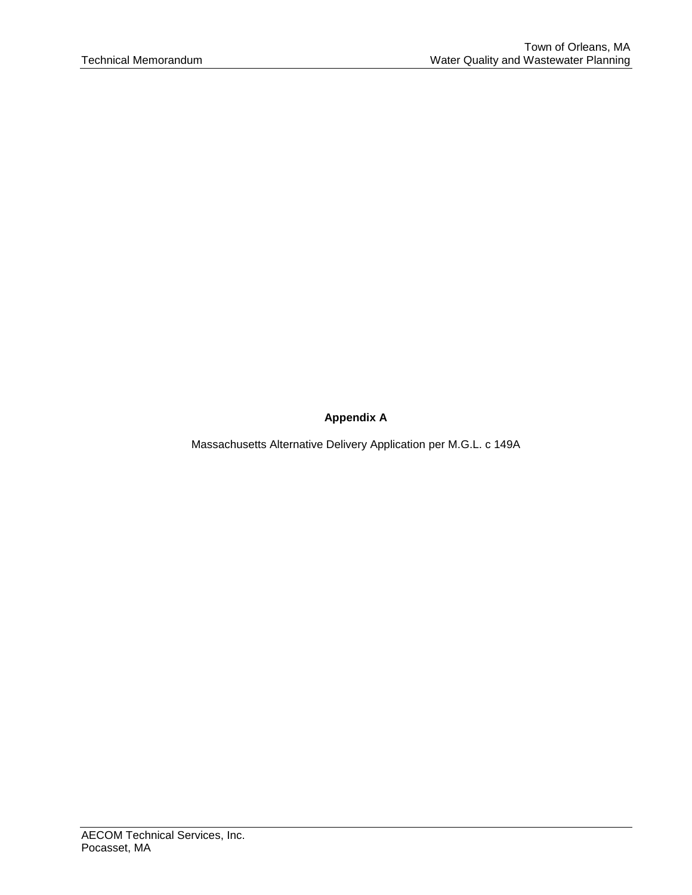**Appendix A**

Massachusetts Alternative Delivery Application per M.G.L. c 149A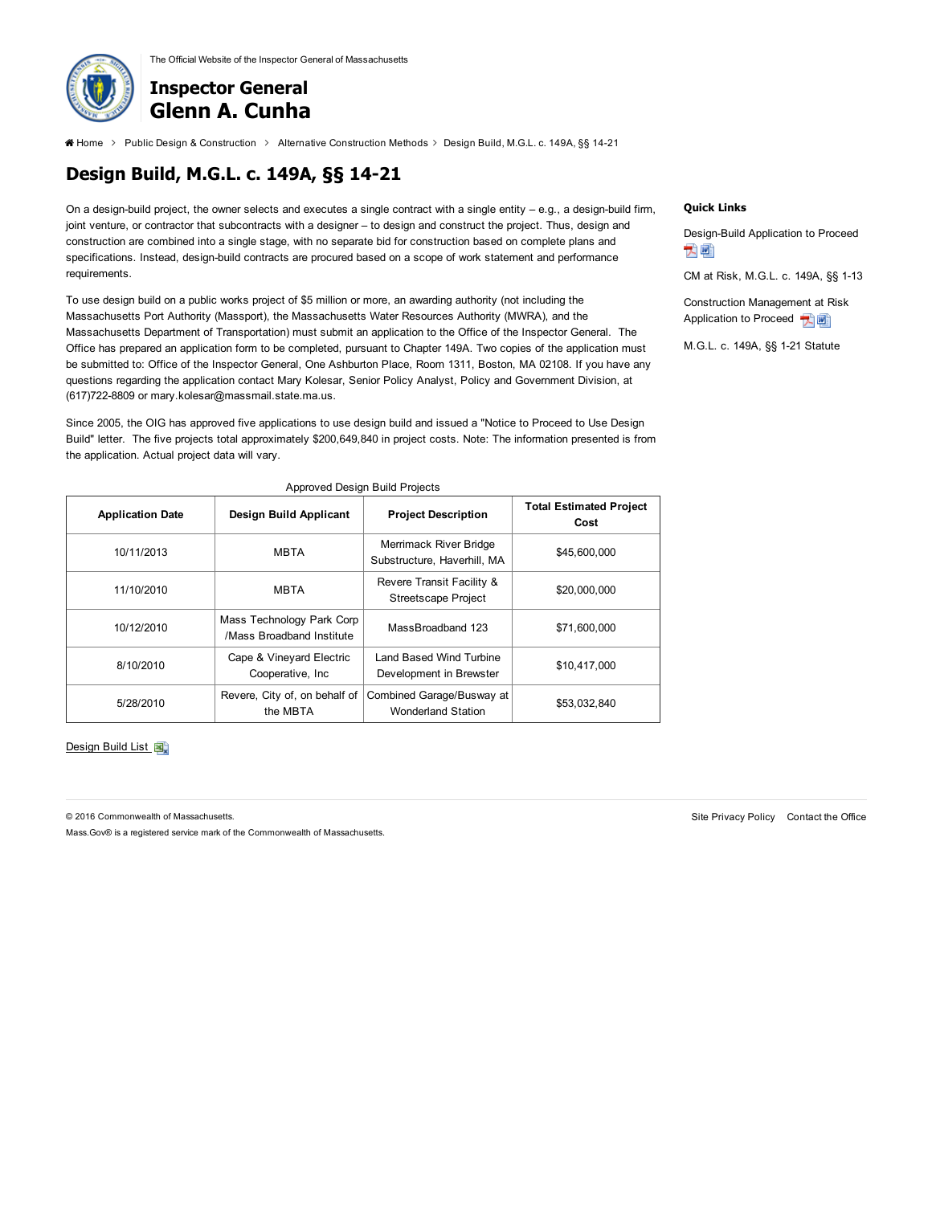The Official Website of the Inspector General of Massachusetts

**Inspector General**
**Glenn A. Cunha**

Home > Public Design & Construction > Alternative Construction Methods > Design Build, M.G.L. c. 149A, §§ 14-21

# Design Build, M.G.L. c. 149A, §§ 14-21

On a design-build project, the owner selects and executes a single contract with a single entity – e.g., a design-build firm, joint venture, or contractor that subcontracts with a designer – to design and construct the project. Thus, design and construction are combined into a single stage, with no separate bid for construction based on complete plans and specifications. Instead, design-build contracts are procured based on a scope of work statement and performance requirements.

To use design build on a public works project of $5 million or more, an awarding authority (not including the Massachusetts Port Authority (Massport), the Massachusetts Water Resources Authority (MWRA), and the Massachusetts Department of Transportation) must submit an application to the Office of the Inspector General. The Office has prepared an application form to be completed, pursuant to Chapter 149A. Two copies of the application must be submitted to: Office of the Inspector General, One Ashburton Place, Room 1311, Boston, MA 02108. If you have any questions regarding the application contact Mary Kolesar, Senior Policy Analyst, Policy and Government Division, at (617)722-8809 or mary.kolesar@massmail.state.ma.us.

Since 2005, the OIG has approved five applications to use design build and issued a "Notice to Proceed to Use Design Build" letter. The five projects total approximately $200,649,840 in project costs. Note: The information presented is from the application. Actual project data will vary.

Approved Design Build Projects

| Application Date | Design Build Applicant | Project Description | Total Estimated Project Cost |
|---|---|---|---|
| 10/11/2013 | MBTA | Merrimack River Bridge Substructure, Haverhill, MA | $45,600,000 |
| 11/10/2010 | MBTA | Revere Transit Facility & Streetscape Project | $20,000,000 |
| 10/12/2010 | Mass Technology Park Corp /Mass Broadband Institute | MassBroadband 123 | $71,600,000 |
| 8/10/2010 | Cape & Vineyard Electric Cooperative, Inc | Land Based Wind Turbine Development in Brewster | $10,417,000 |
| 5/28/2010 | Revere, City of, on behalf of the MBTA | Combined Garage/Busway at Wonderland Station | $53,032,840 |

Design Build List

**Quick Links**

Design-Build Application to Proceed

CM at Risk, M.G.L. c. 149A, §§ 1-13

Construction Management at Risk Application to Proceed

M.G.L. c. 149A, §§ 1-21 Statute

© 2016 Commonwealth of Massachusetts.

Mass.Gov® is a registered service mark of the Commonwealth of Massachusetts.

Site Privacy Policy Contact the Office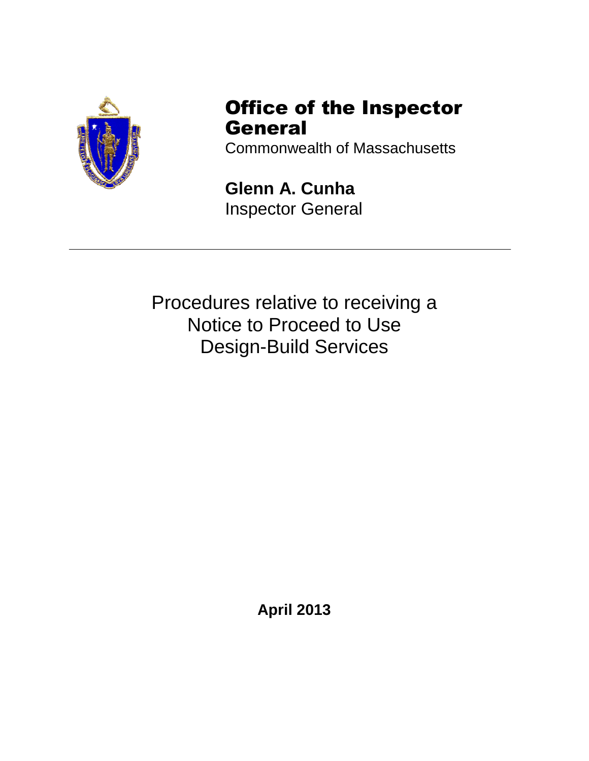# Office of the Inspector General

Commonwealth of Massachusetts

**Glenn A. Cunha**

Inspector General

---

Procedures relative to receiving a Notice to Proceed to Use Design-Build Services

**April 2013**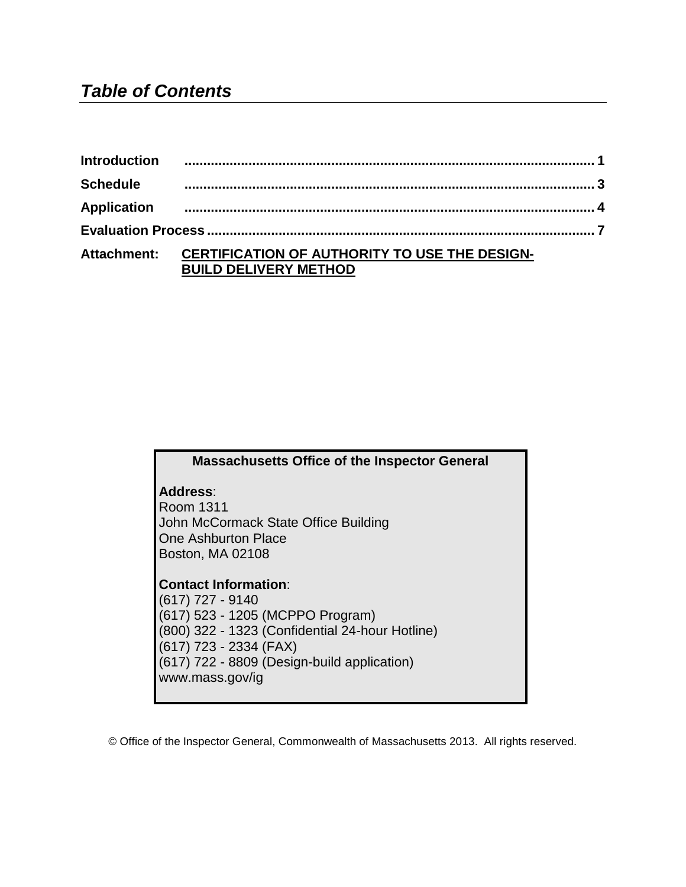# *Table of Contents*

| | |
|---|---|
| **Introduction** | **1** |
| **Schedule** | **3** |
| **Application** | **4** |
| **Evaluation Process** | **7** |
| **Attachment:** | **CERTIFICATION OF AUTHORITY TO USE THE DESIGN-BUILD DELIVERY METHOD** |

**Massachusetts Office of the Inspector General**

**Address**:
Room 1311
John McCormack State Office Building
One Ashburton Place
Boston, MA 02108

**Contact Information**:
(617) 727 - 9140
(617) 523 - 1205 (MCPPO Program)
(800) 322 - 1323 (Confidential 24-hour Hotline)
(617) 723 - 2334 (FAX)
(617) 722 - 8809 (Design-build application)
www.mass.gov/ig

© Office of the Inspector General, Commonwealth of Massachusetts 2013. All rights reserved.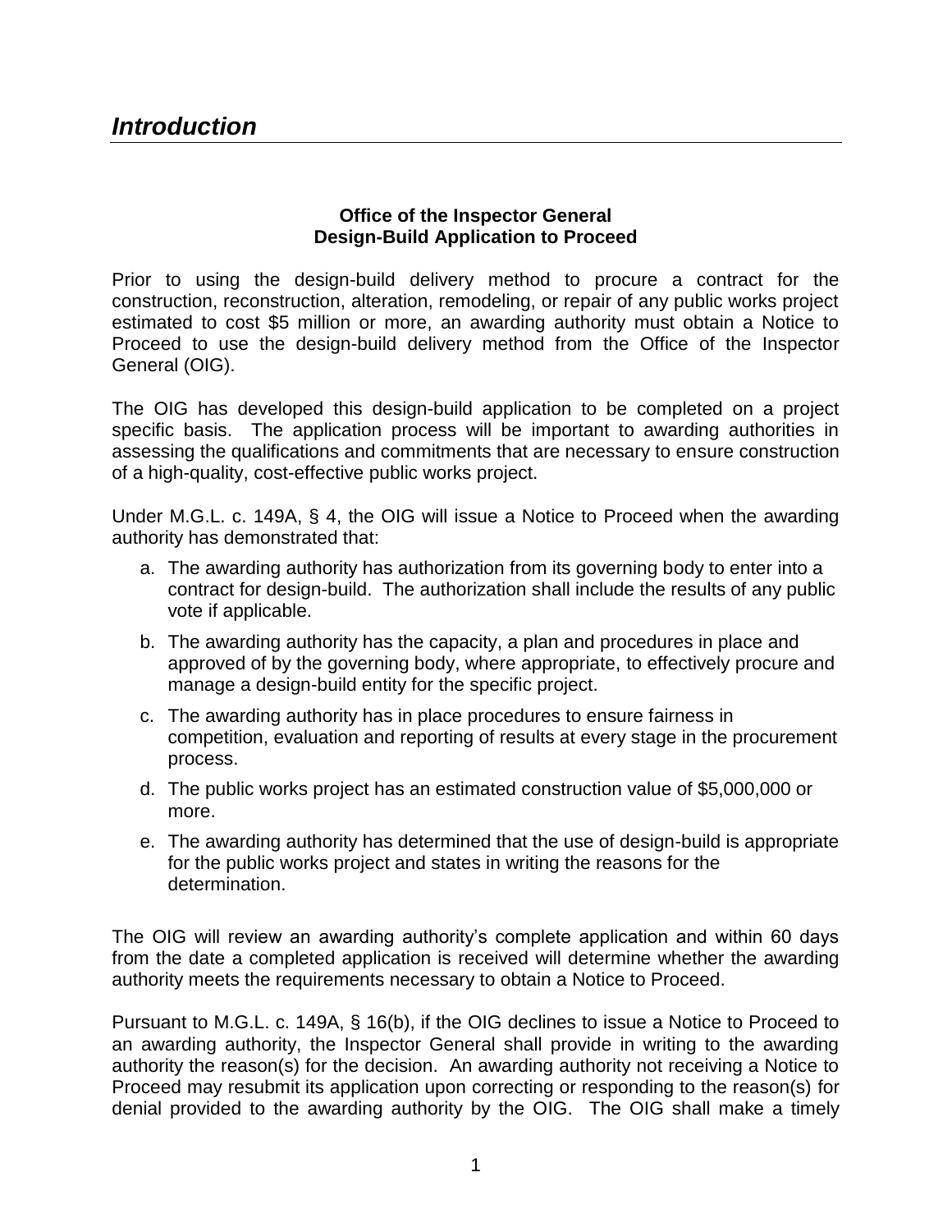# *Introduction*

**Office of the Inspector General**
**Design-Build Application to Proceed**

Prior to using the design-build delivery method to procure a contract for the construction, reconstruction, alteration, remodeling, or repair of any public works project estimated to cost $5 million or more, an awarding authority must obtain a Notice to Proceed to use the design-build delivery method from the Office of the Inspector General (OIG).

The OIG has developed this design-build application to be completed on a project specific basis. The application process will be important to awarding authorities in assessing the qualifications and commitments that are necessary to ensure construction of a high-quality, cost-effective public works project.

Under M.G.L. c. 149A, § 4, the OIG will issue a Notice to Proceed when the awarding authority has demonstrated that:

a. The awarding authority has authorization from its governing body to enter into a contract for design-build. The authorization shall include the results of any public vote if applicable.

b. The awarding authority has the capacity, a plan and procedures in place and approved of by the governing body, where appropriate, to effectively procure and manage a design-build entity for the specific project.

c. The awarding authority has in place procedures to ensure fairness in competition, evaluation and reporting of results at every stage in the procurement process.

d. The public works project has an estimated construction value of $5,000,000 or more.

e. The awarding authority has determined that the use of design-build is appropriate for the public works project and states in writing the reasons for the determination.

The OIG will review an awarding authority's complete application and within 60 days from the date a completed application is received will determine whether the awarding authority meets the requirements necessary to obtain a Notice to Proceed.

Pursuant to M.G.L. c. 149A, § 16(b), if the OIG declines to issue a Notice to Proceed to an awarding authority, the Inspector General shall provide in writing to the awarding authority the reason(s) for the decision. An awarding authority not receiving a Notice to Proceed may resubmit its application upon correcting or responding to the reason(s) for denial provided to the awarding authority by the OIG. The OIG shall make a timely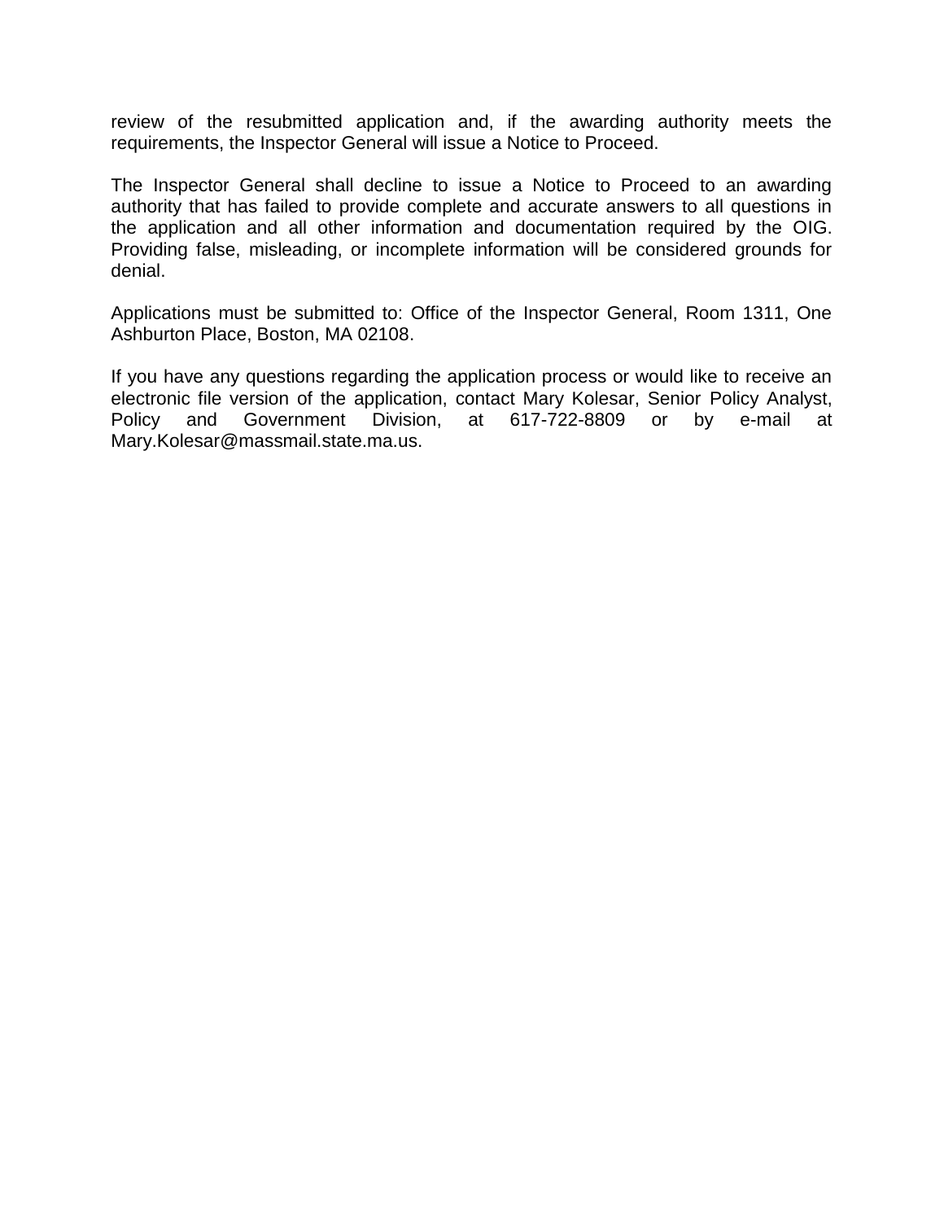review of the resubmitted application and, if the awarding authority meets the requirements, the Inspector General will issue a Notice to Proceed.

The Inspector General shall decline to issue a Notice to Proceed to an awarding authority that has failed to provide complete and accurate answers to all questions in the application and all other information and documentation required by the OIG. Providing false, misleading, or incomplete information will be considered grounds for denial.

Applications must be submitted to: Office of the Inspector General, Room 1311, One Ashburton Place, Boston, MA 02108.

If you have any questions regarding the application process or would like to receive an electronic file version of the application, contact Mary Kolesar, Senior Policy Analyst, Policy and Government Division, at 617-722-8809 or by e-mail at Mary.Kolesar@massmail.state.ma.us.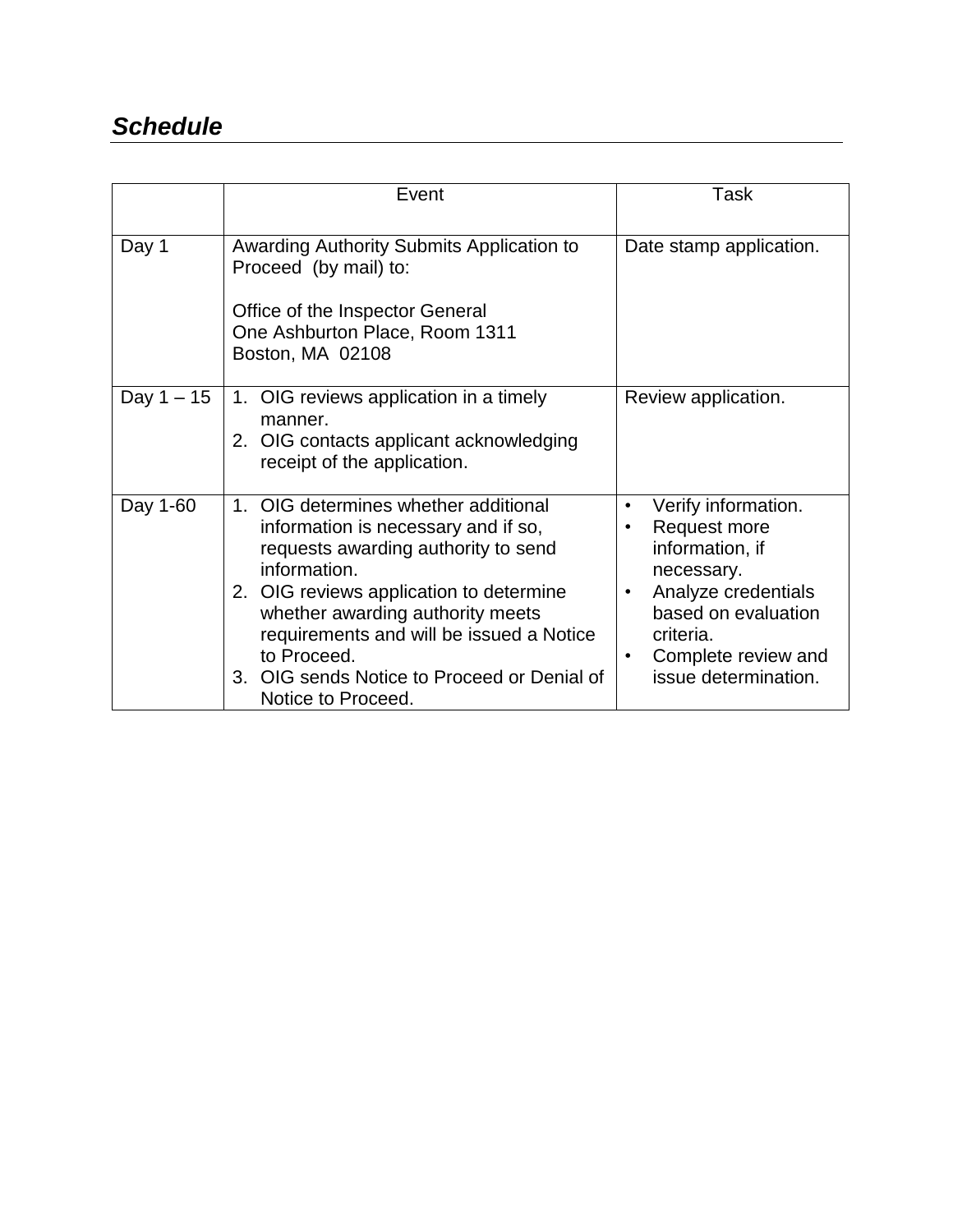## *Schedule*

| | Event | Task |
|---|---|---|
| Day 1 | Awarding Authority Submits Application to Proceed (by mail) to:<br><br>Office of the Inspector General<br>One Ashburton Place, Room 1311<br>Boston, MA 02108 | Date stamp application. |
| Day 1 – 15 | 1. OIG reviews application in a timely manner.<br>2. OIG contacts applicant acknowledging receipt of the application. | Review application. |
| Day 1-60 | 1. OIG determines whether additional information is necessary and if so, requests awarding authority to send information.<br>2. OIG reviews application to determine whether awarding authority meets requirements and will be issued a Notice to Proceed.<br>3. OIG sends Notice to Proceed or Denial of Notice to Proceed. | • Verify information.<br>• Request more information, if necessary.<br>• Analyze credentials based on evaluation criteria.<br>• Complete review and issue determination. |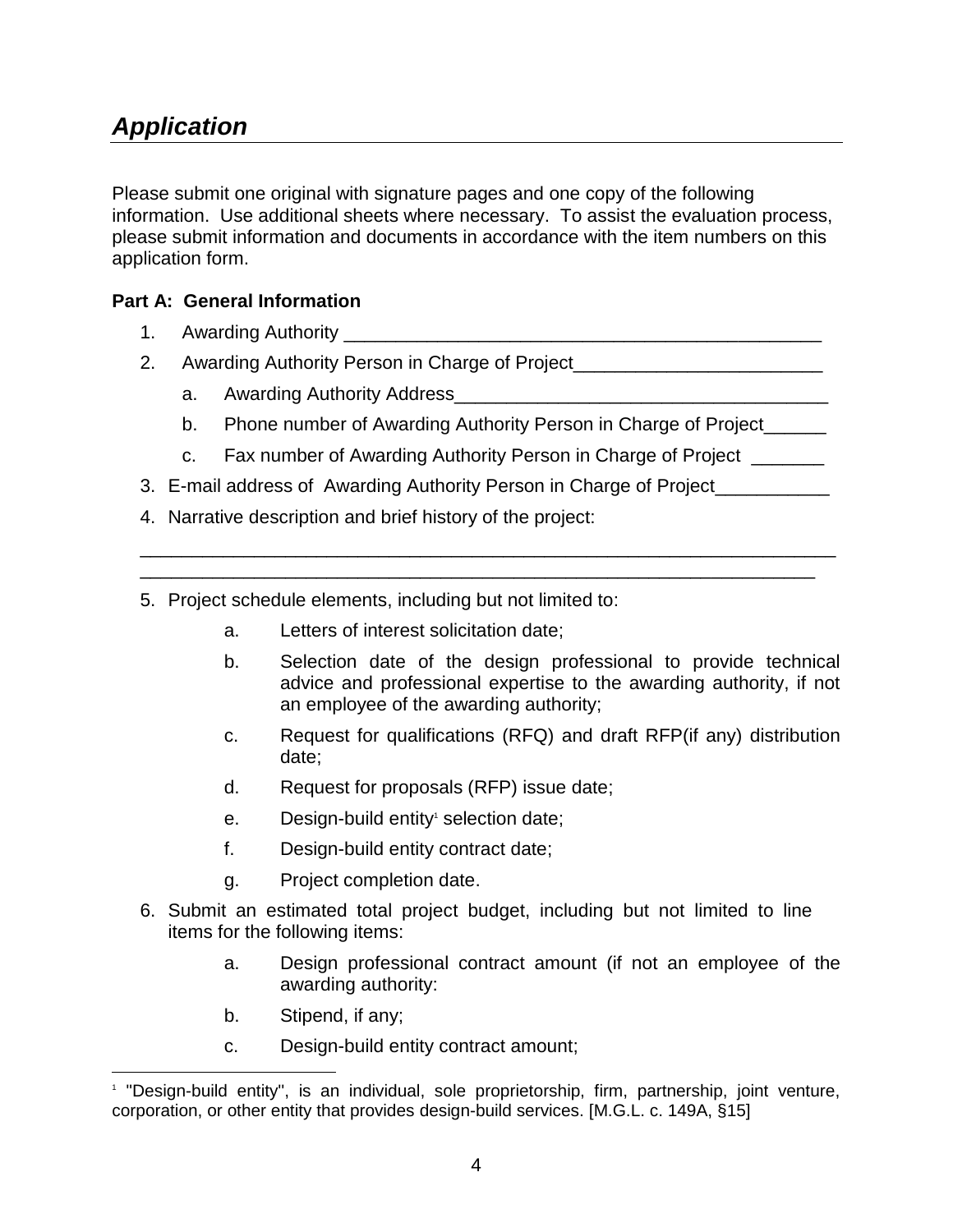## *Application*

Please submit one original with signature pages and one copy of the following information. Use additional sheets where necessary. To assist the evaluation process, please submit information and documents in accordance with the item numbers on this application form.

**Part A: General Information**

1. Awarding Authority _______________________________________________
2. Awarding Authority Person in Charge of Project________________________
   a. Awarding Authority Address____________________________________
   b. Phone number of Awarding Authority Person in Charge of Project______
   c. Fax number of Awarding Authority Person in Charge of Project _______
3. E-mail address of Awarding Authority Person in Charge of Project___________
4. Narrative description and brief history of the project:

_________________________________________________________________
_______________________________________________________________

5. Project schedule elements, including but not limited to:
   a. Letters of interest solicitation date;
   b. Selection date of the design professional to provide technical advice and professional expertise to the awarding authority, if not an employee of the awarding authority;
   c. Request for qualifications (RFQ) and draft RFP(if any) distribution date;
   d. Request for proposals (RFP) issue date;
   e. Design-build entity[1] selection date;
   f. Design-build entity contract date;
   g. Project completion date.
6. Submit an estimated total project budget, including but not limited to line items for the following items:
   a. Design professional contract amount (if not an employee of the awarding authority:
   b. Stipend, if any;
   c. Design-build entity contract amount;

---

[1] "Design-build entity", is an individual, sole proprietorship, firm, partnership, joint venture, corporation, or other entity that provides design-build services. [M.G.L. c. 149A, §15]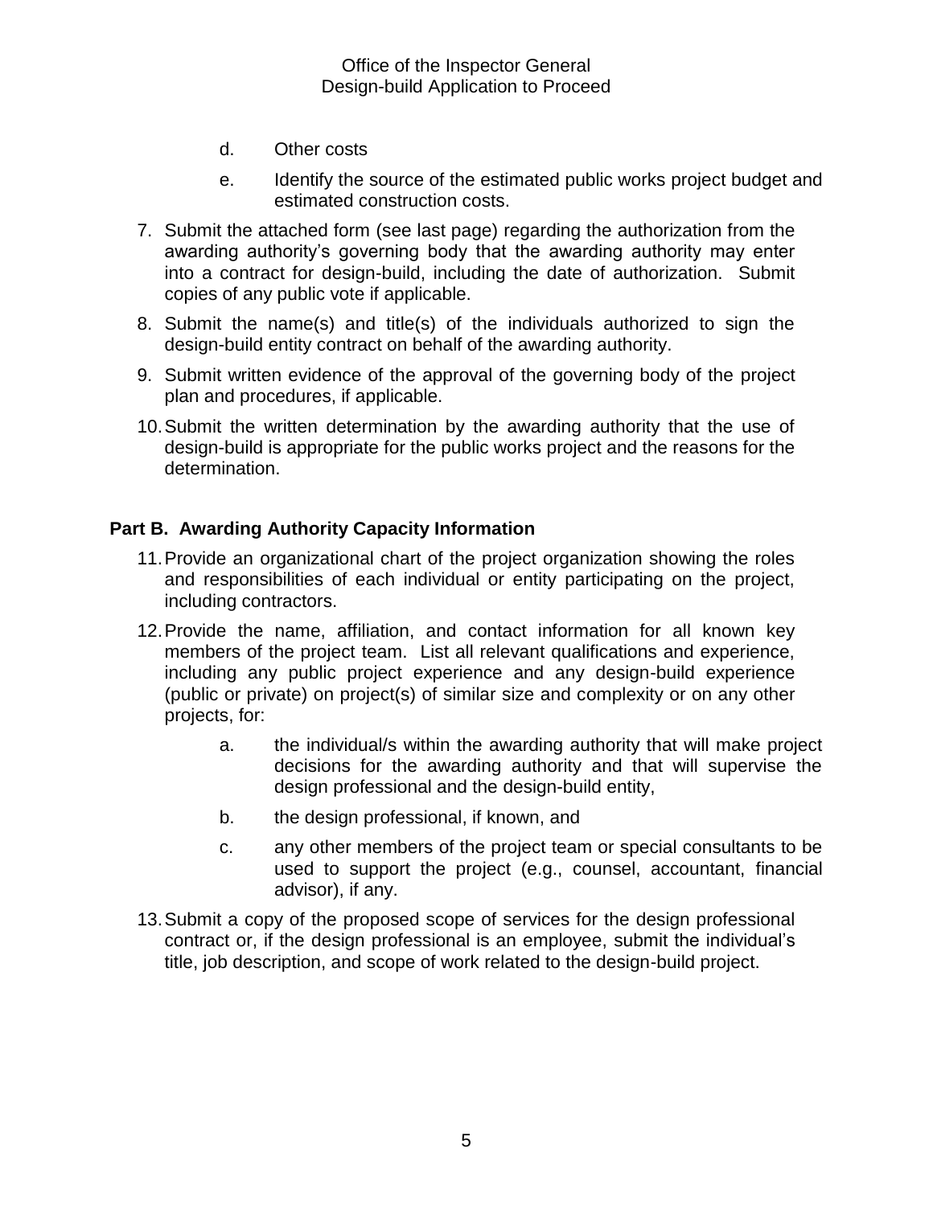d. Other costs

e. Identify the source of the estimated public works project budget and estimated construction costs.

7. Submit the attached form (see last page) regarding the authorization from the awarding authority's governing body that the awarding authority may enter into a contract for design-build, including the date of authorization. Submit copies of any public vote if applicable.

8. Submit the name(s) and title(s) of the individuals authorized to sign the design-build entity contract on behalf of the awarding authority.

9. Submit written evidence of the approval of the governing body of the project plan and procedures, if applicable.

10. Submit the written determination by the awarding authority that the use of design-build is appropriate for the public works project and the reasons for the determination.

## Part B. Awarding Authority Capacity Information

11. Provide an organizational chart of the project organization showing the roles and responsibilities of each individual or entity participating on the project, including contractors.

12. Provide the name, affiliation, and contact information for all known key members of the project team. List all relevant qualifications and experience, including any public project experience and any design-build experience (public or private) on project(s) of similar size and complexity or on any other projects, for:

    a. the individual/s within the awarding authority that will make project decisions for the awarding authority and that will supervise the design professional and the design-build entity,

    b. the design professional, if known, and

    c. any other members of the project team or special consultants to be used to support the project (e.g., counsel, accountant, financial advisor), if any.

13. Submit a copy of the proposed scope of services for the design professional contract or, if the design professional is an employee, submit the individual's title, job description, and scope of work related to the design-build project.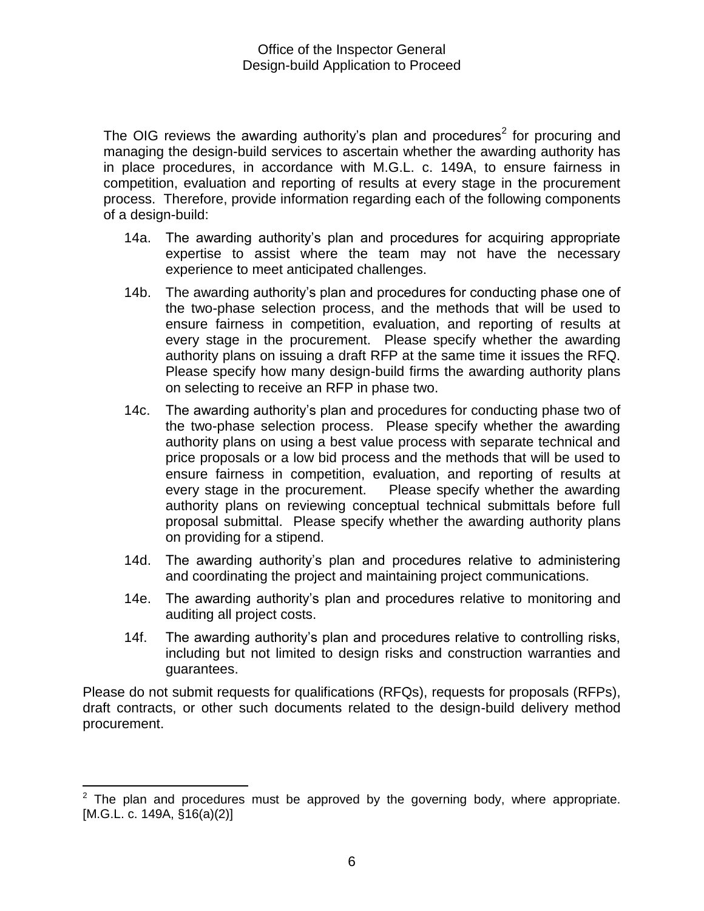The OIG reviews the awarding authority's plan and procedures[2] for procuring and managing the design-build services to ascertain whether the awarding authority has in place procedures, in accordance with M.G.L. c. 149A, to ensure fairness in competition, evaluation and reporting of results at every stage in the procurement process. Therefore, provide information regarding each of the following components of a design-build:

14a. The awarding authority's plan and procedures for acquiring appropriate expertise to assist where the team may not have the necessary experience to meet anticipated challenges.

14b. The awarding authority's plan and procedures for conducting phase one of the two-phase selection process, and the methods that will be used to ensure fairness in competition, evaluation, and reporting of results at every stage in the procurement. Please specify whether the awarding authority plans on issuing a draft RFP at the same time it issues the RFQ. Please specify how many design-build firms the awarding authority plans on selecting to receive an RFP in phase two.

14c. The awarding authority's plan and procedures for conducting phase two of the two-phase selection process. Please specify whether the awarding authority plans on using a best value process with separate technical and price proposals or a low bid process and the methods that will be used to ensure fairness in competition, evaluation, and reporting of results at every stage in the procurement. Please specify whether the awarding authority plans on reviewing conceptual technical submittals before full proposal submittal. Please specify whether the awarding authority plans on providing for a stipend.

14d. The awarding authority's plan and procedures relative to administering and coordinating the project and maintaining project communications.

14e. The awarding authority's plan and procedures relative to monitoring and auditing all project costs.

14f. The awarding authority's plan and procedures relative to controlling risks, including but not limited to design risks and construction warranties and guarantees.

Please do not submit requests for qualifications (RFQs), requests for proposals (RFPs), draft contracts, or other such documents related to the design-build delivery method procurement.

---

[2] The plan and procedures must be approved by the governing body, where appropriate. [M.G.L. c. 149A, §16(a)(2)]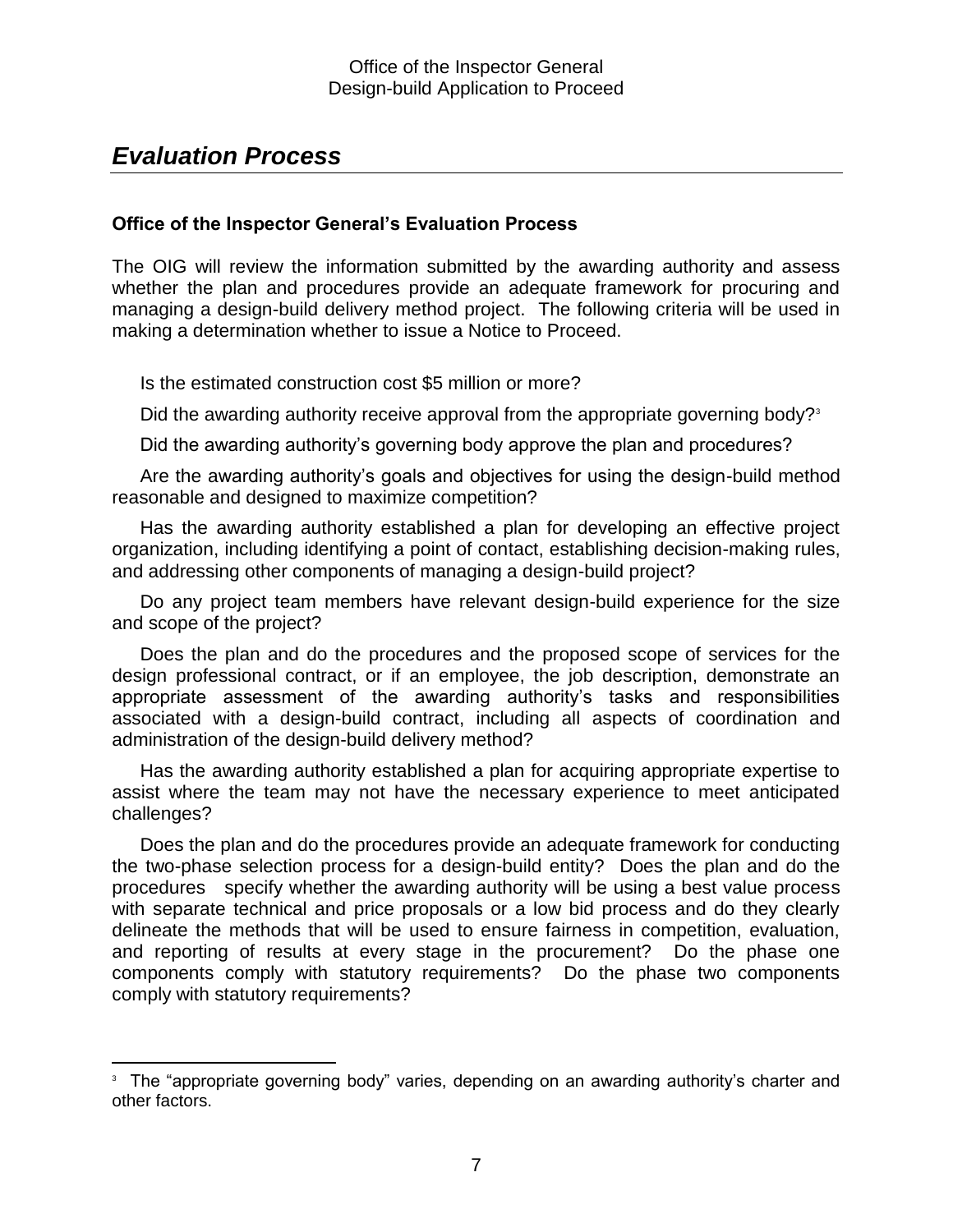## *Evaluation Process*

**Office of the Inspector General's Evaluation Process**

The OIG will review the information submitted by the awarding authority and assess whether the plan and procedures provide an adequate framework for procuring and managing a design-build delivery method project. The following criteria will be used in making a determination whether to issue a Notice to Proceed.

Is the estimated construction cost $5 million or more?

Did the awarding authority receive approval from the appropriate governing body?[3]

Did the awarding authority's governing body approve the plan and procedures?

Are the awarding authority's goals and objectives for using the design-build method reasonable and designed to maximize competition?

Has the awarding authority established a plan for developing an effective project organization, including identifying a point of contact, establishing decision-making rules, and addressing other components of managing a design-build project?

Do any project team members have relevant design-build experience for the size and scope of the project?

Does the plan and do the procedures and the proposed scope of services for the design professional contract, or if an employee, the job description, demonstrate an appropriate assessment of the awarding authority's tasks and responsibilities associated with a design-build contract, including all aspects of coordination and administration of the design-build delivery method?

Has the awarding authority established a plan for acquiring appropriate expertise to assist where the team may not have the necessary experience to meet anticipated challenges?

Does the plan and do the procedures provide an adequate framework for conducting the two-phase selection process for a design-build entity? Does the plan and do the procedures specify whether the awarding authority will be using a best value process with separate technical and price proposals or a low bid process and do they clearly delineate the methods that will be used to ensure fairness in competition, evaluation, and reporting of results at every stage in the procurement? Do the phase one components comply with statutory requirements? Do the phase two components comply with statutory requirements?

[3] The "appropriate governing body" varies, depending on an awarding authority's charter and other factors.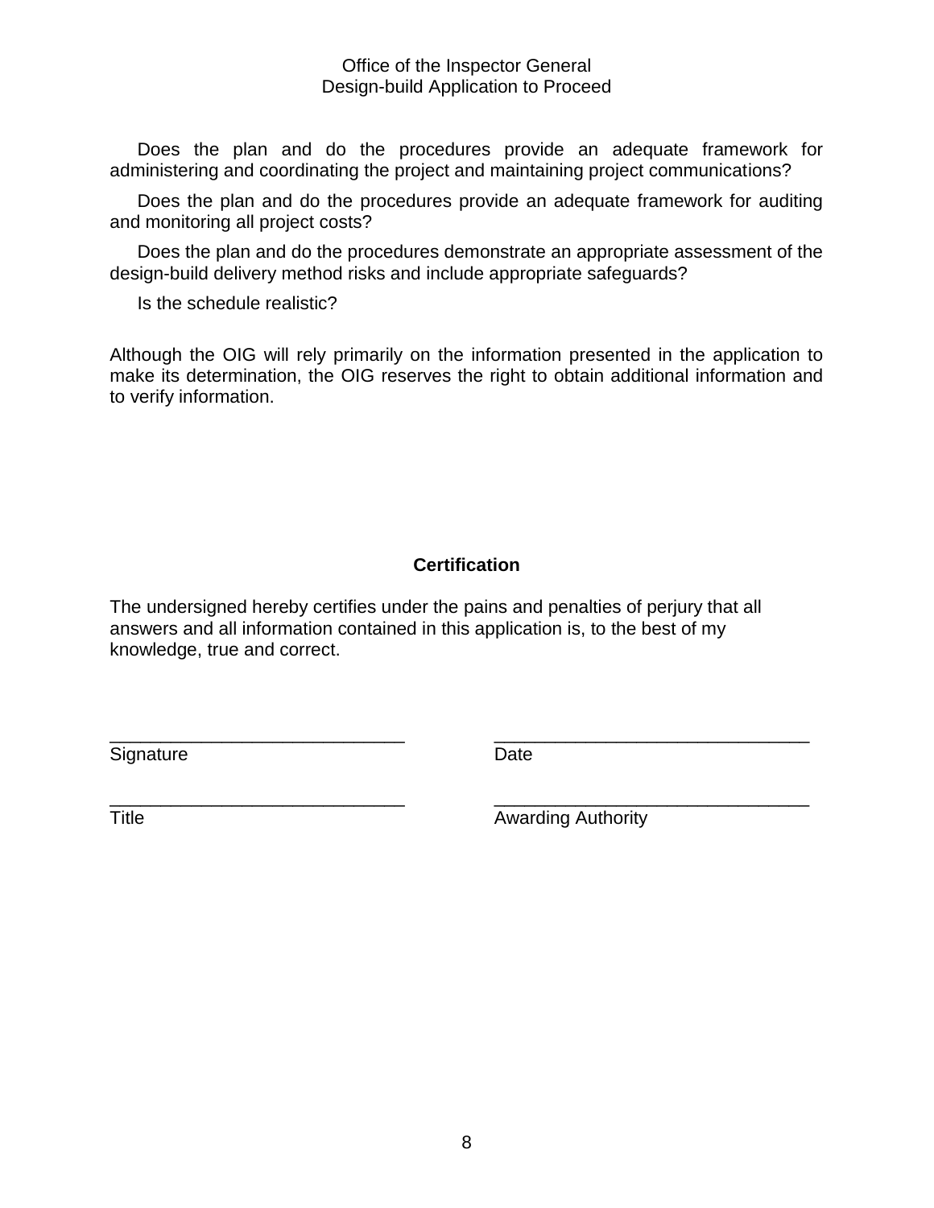Does the plan and do the procedures provide an adequate framework for administering and coordinating the project and maintaining project communications?

Does the plan and do the procedures provide an adequate framework for auditing and monitoring all project costs?

Does the plan and do the procedures demonstrate an appropriate assessment of the design-build delivery method risks and include appropriate safeguards?

Is the schedule realistic?

Although the OIG will rely primarily on the information presented in the application to make its determination, the OIG reserves the right to obtain additional information and to verify information.

**Certification**

The undersigned hereby certifies under the pains and penalties of perjury that all answers and all information contained in this application is, to the best of my knowledge, true and correct.

_____________________________ _______________________________
Signature Date

_____________________________ _______________________________
Title Awarding Authority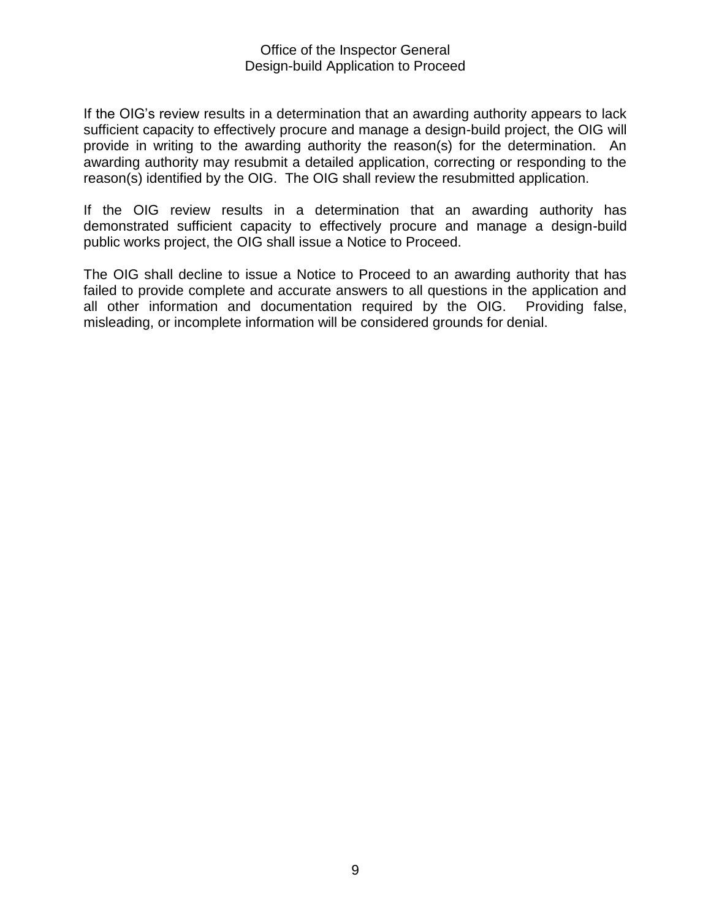If the OIG's review results in a determination that an awarding authority appears to lack sufficient capacity to effectively procure and manage a design-build project, the OIG will provide in writing to the awarding authority the reason(s) for the determination. An awarding authority may resubmit a detailed application, correcting or responding to the reason(s) identified by the OIG. The OIG shall review the resubmitted application.

If the OIG review results in a determination that an awarding authority has demonstrated sufficient capacity to effectively procure and manage a design-build public works project, the OIG shall issue a Notice to Proceed.

The OIG shall decline to issue a Notice to Proceed to an awarding authority that has failed to provide complete and accurate answers to all questions in the application and all other information and documentation required by the OIG. Providing false, misleading, or incomplete information will be considered grounds for denial.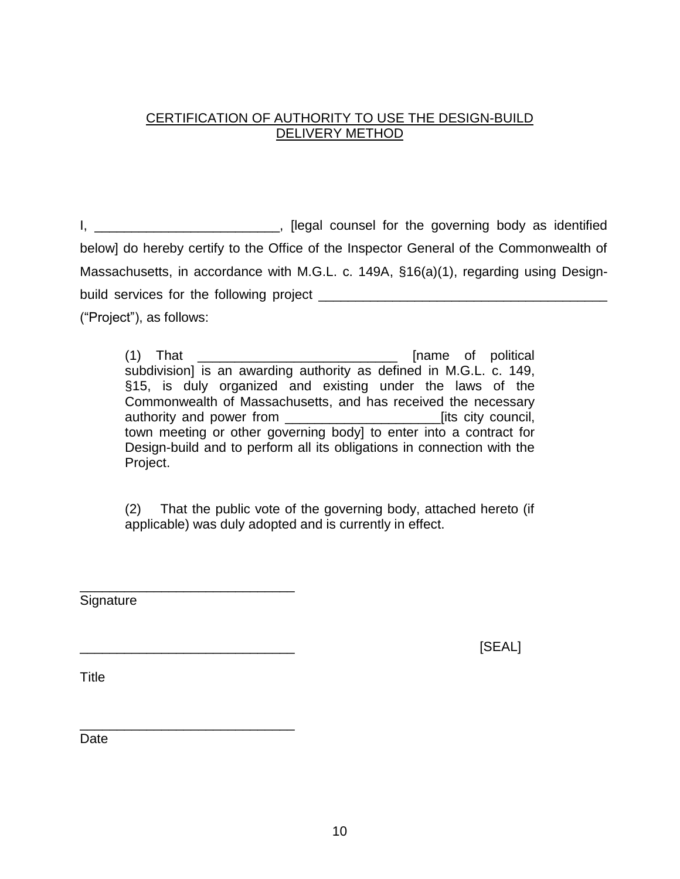## CERTIFICATION OF AUTHORITY TO USE THE DESIGN-BUILD DELIVERY METHOD

I, _________________________, [legal counsel for the governing body as identified below] do hereby certify to the Office of the Inspector General of the Commonwealth of Massachusetts, in accordance with M.G.L. c. 149A, §16(a)(1), regarding using Design-build services for the following project _______________________________________ ("Project"), as follows:

> (1) That ___________________________ [name of political subdivision] is an awarding authority as defined in M.G.L. c. 149, §15, is duly organized and existing under the laws of the Commonwealth of Massachusetts, and has received the necessary authority and power from _____________________[its city council, town meeting or other governing body] to enter into a contract for Design-build and to perform all its obligations in connection with the Project.
>
> (2) That the public vote of the governing body, attached hereto (if applicable) was duly adopted and is currently in effect.

_____________________________
Signature

_____________________________ [SEAL]

Title

_____________________________
Date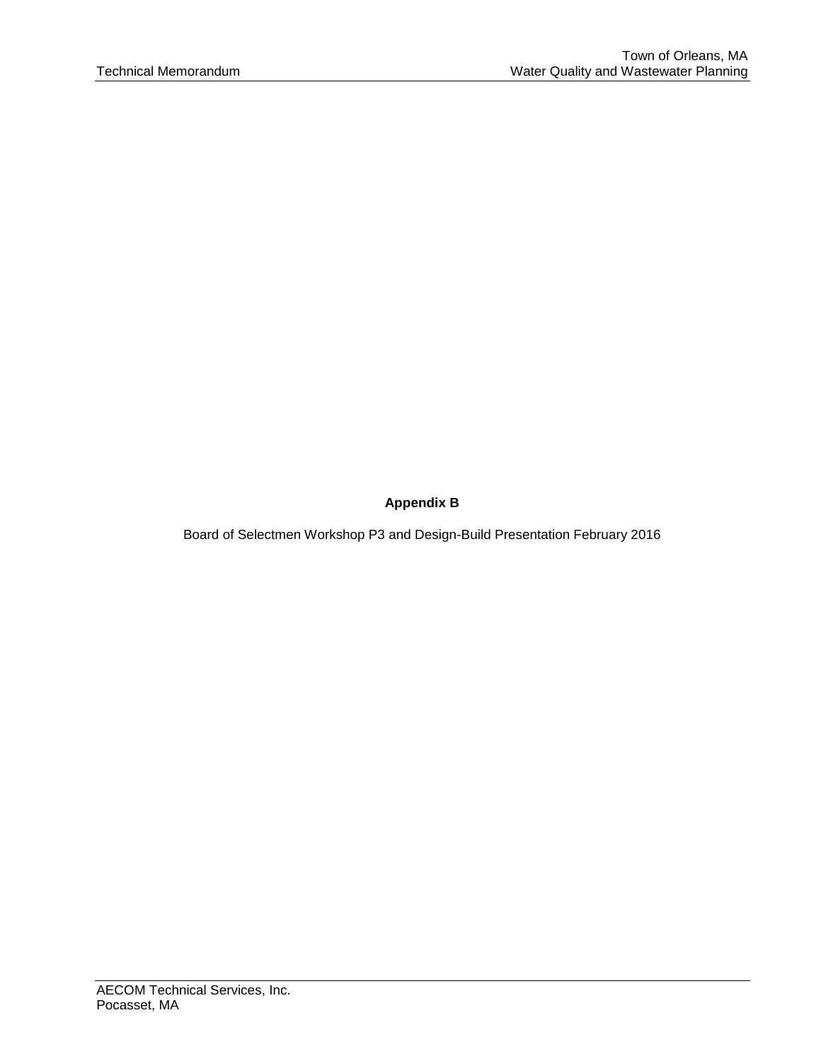**Appendix B**

Board of Selectmen Workshop P3 and Design-Build Presentation February 2016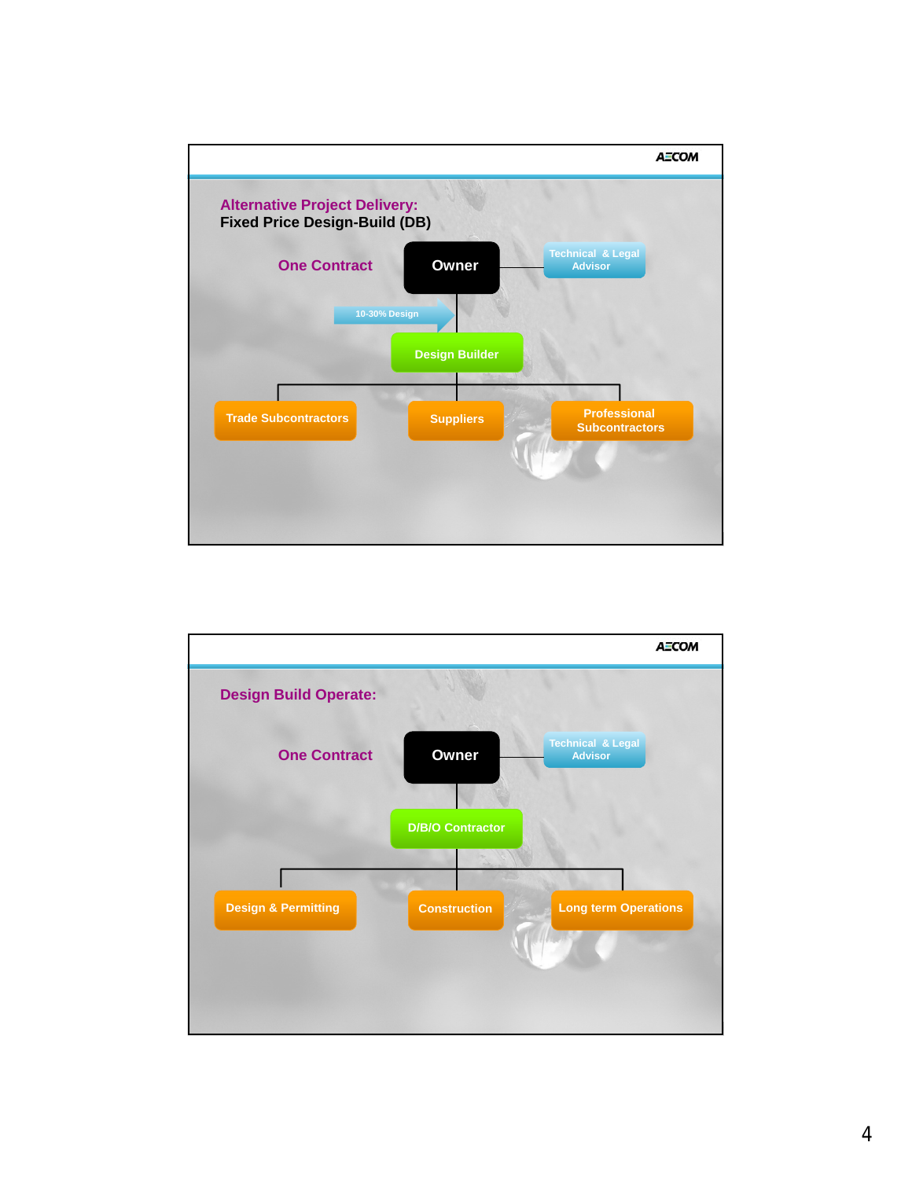## Alternative Project Delivery:
**Fixed Price Design-Build (DB)**

One Contract

Owner

Technical & Legal Advisor

10-30% Design

Design Builder

Trade Subcontractors

Suppliers

Professional Subcontractors

## Design Build Operate:

One Contract

Owner

Technical & Legal Advisor

D/B/O Contractor

Design & Permitting

Construction

Long term Operations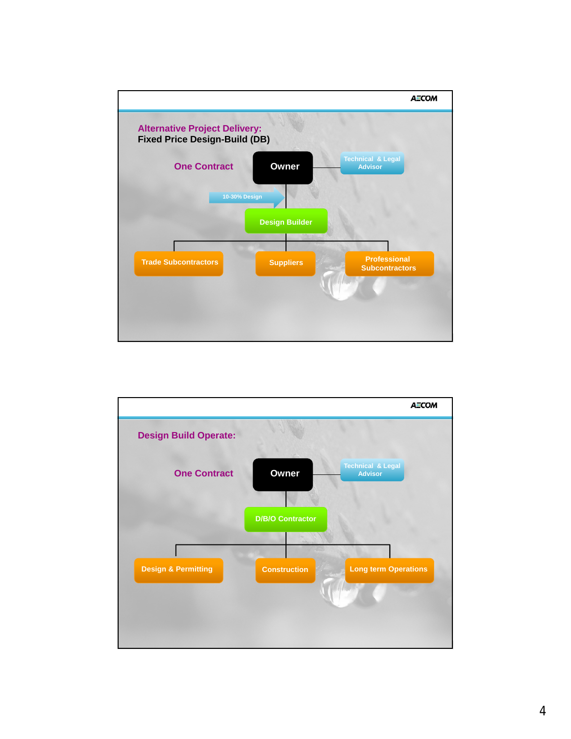## Alternative Project Delivery:
**Fixed Price Design-Build (DB)**

One Contract

Owner

Technical & Legal Advisor

10-30% Design

Design Builder

Trade Subcontractors

Suppliers

Professional Subcontractors

## Design Build Operate:

One Contract

Owner

Technical & Legal Advisor

D/B/O Contractor

Design & Permitting

Construction

Long term Operations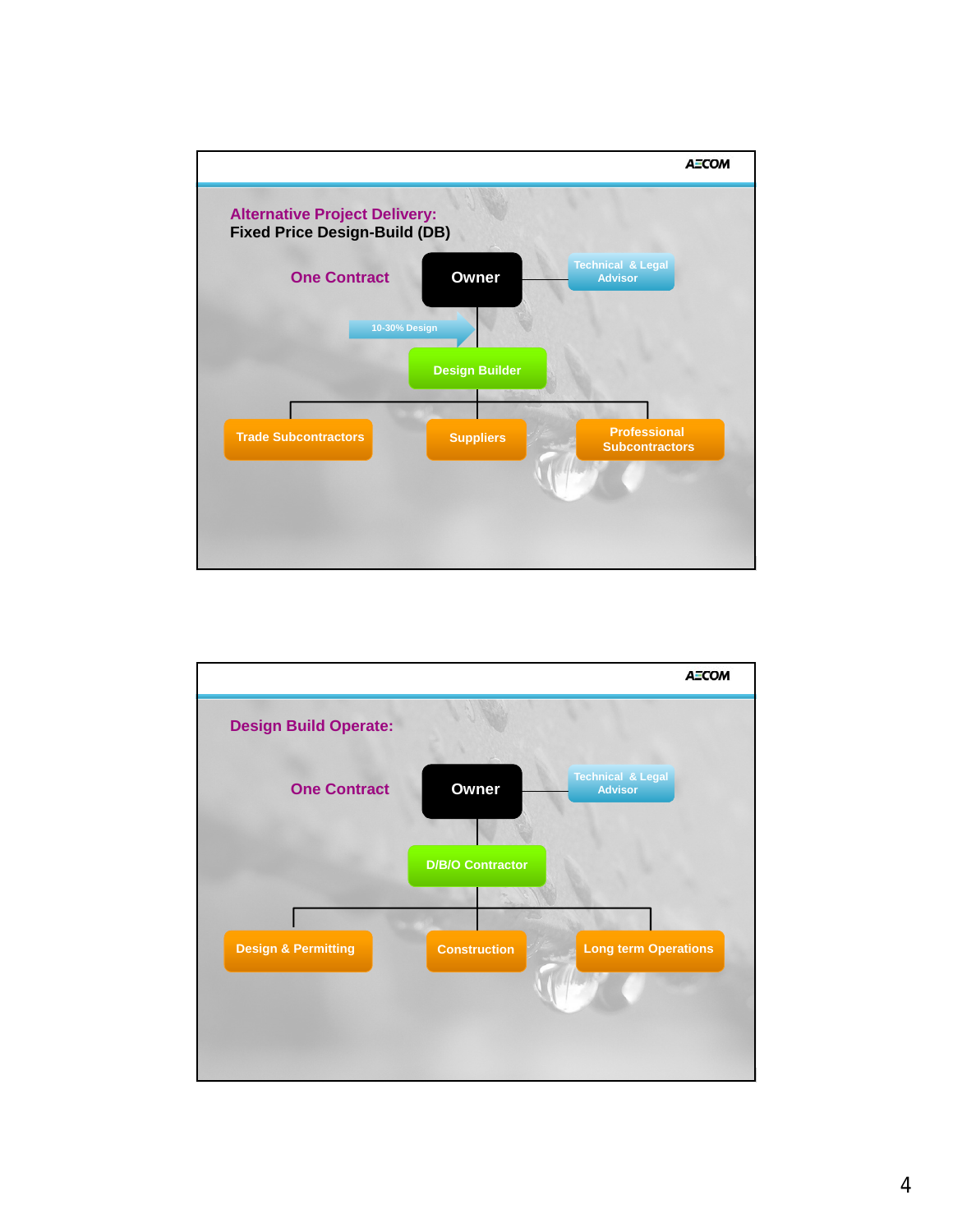## Alternative Project Delivery:

**Fixed Price Design-Build (DB)**

One Contract

Owner

Technical & Legal Advisor

10-30% Design

Design Builder

Trade Subcontractors

Suppliers

Professional Subcontractors

## Design Build Operate:

One Contract

Owner

Technical & Legal Advisor

D/B/O Contractor

Design & Permitting

Construction

Long term Operations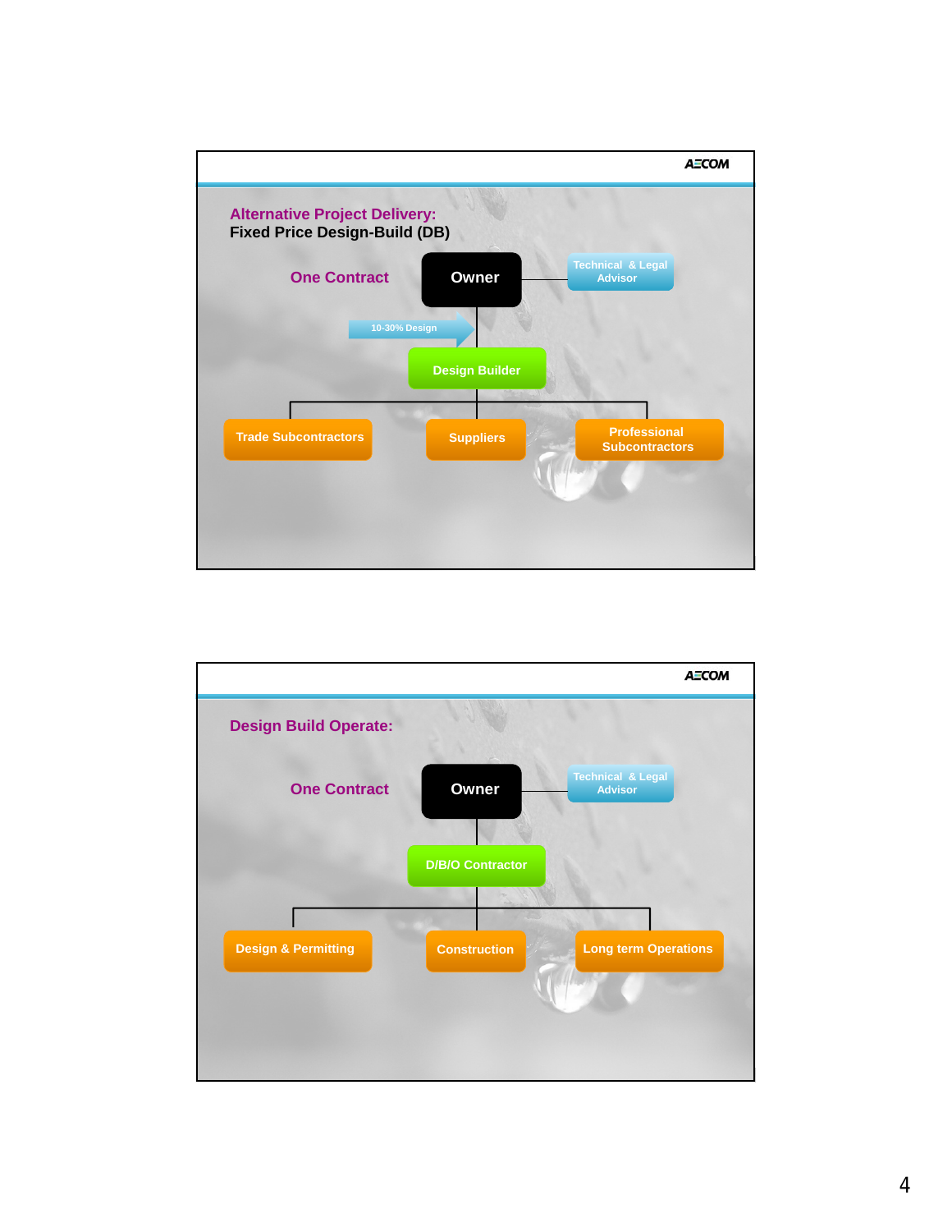## Alternative Project Delivery:
### Fixed Price Design-Build (DB)

One Contract

Owner

Technical & Legal Advisor

10-30% Design

Design Builder

Trade Subcontractors

Suppliers

Professional Subcontractors

## Design Build Operate:

One Contract

Owner

Technical & Legal Advisor

D/B/O Contractor

Design & Permitting

Construction

Long term Operations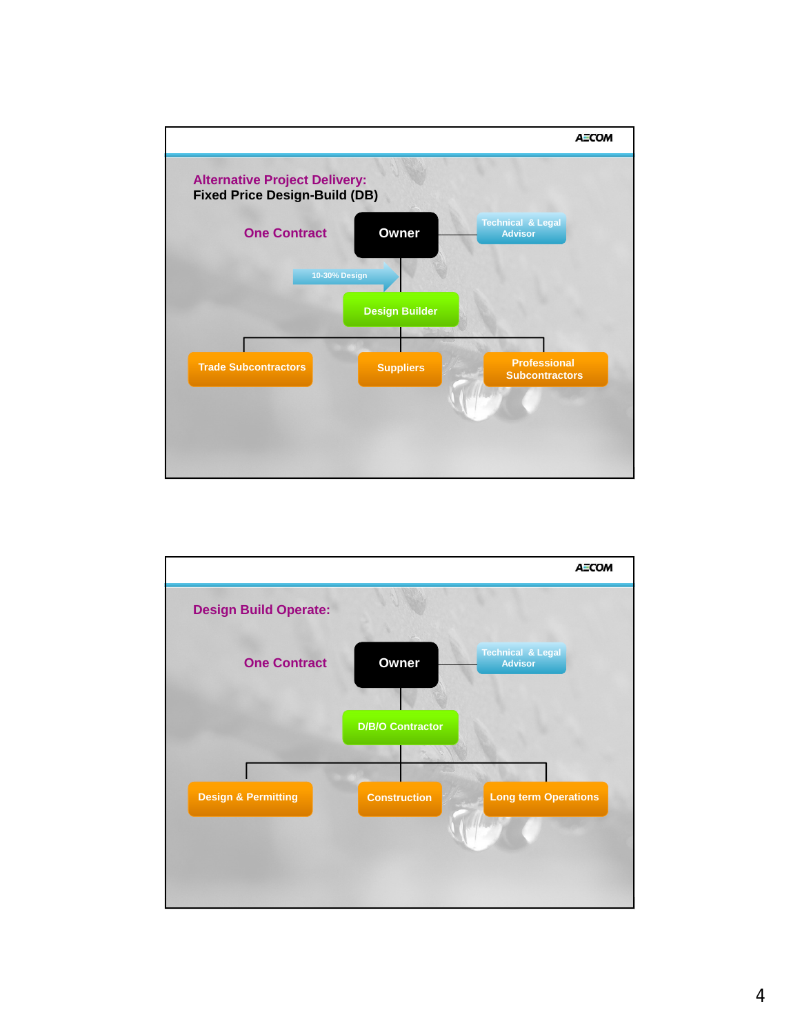## Alternative Project Delivery:

**Fixed Price Design-Build (DB)**

One Contract

Owner

Technical & Legal Advisor

10-30% Design

Design Builder

Trade Subcontractors

Suppliers

Professional Subcontractors

## Design Build Operate:

One Contract

Owner

Technical & Legal Advisor

D/B/O Contractor

Design & Permitting

Construction

Long term Operations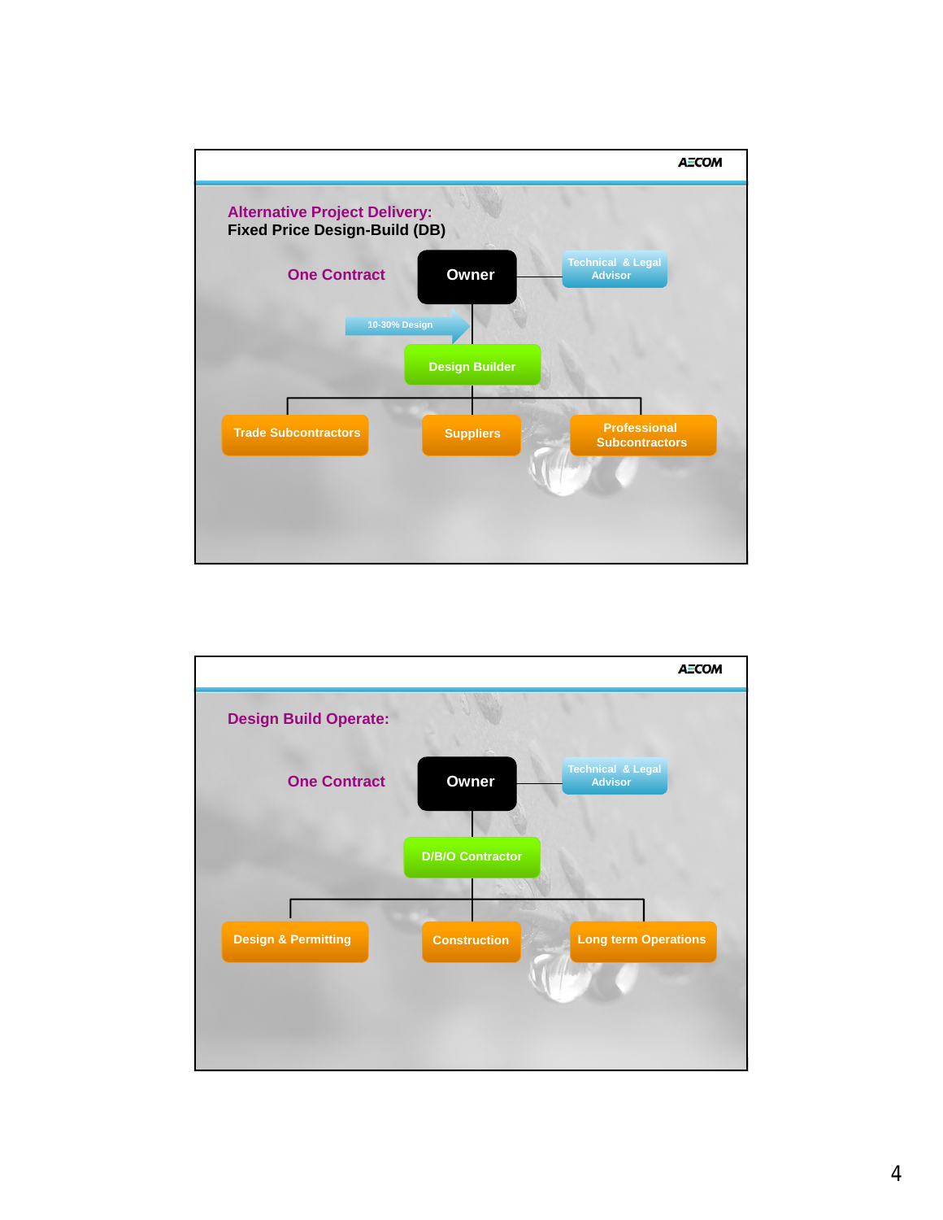## Alternative Project Delivery:

**Fixed Price Design-Build (DB)**

One Contract

Owner

Technical & Legal Advisor

10-30% Design

Design Builder

Trade Subcontractors

Suppliers

Professional Subcontractors

## Design Build Operate:

One Contract

Owner

Technical & Legal Advisor

D/B/O Contractor

Design & Permitting

Construction

Long term Operations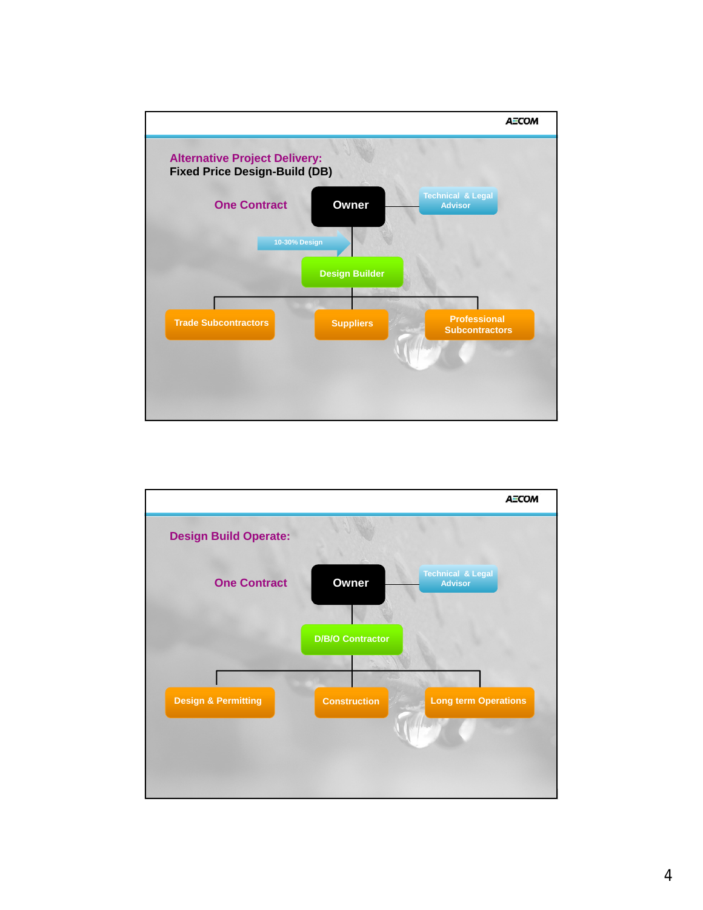## Alternative Project Delivery:
**Fixed Price Design-Build (DB)**

One Contract

Owner

Technical & Legal Advisor

10-30% Design

Design Builder

Trade Subcontractors

Suppliers

Professional Subcontractors

## Design Build Operate:

One Contract

Owner

Technical & Legal Advisor

D/B/O Contractor

Design & Permitting

Construction

Long term Operations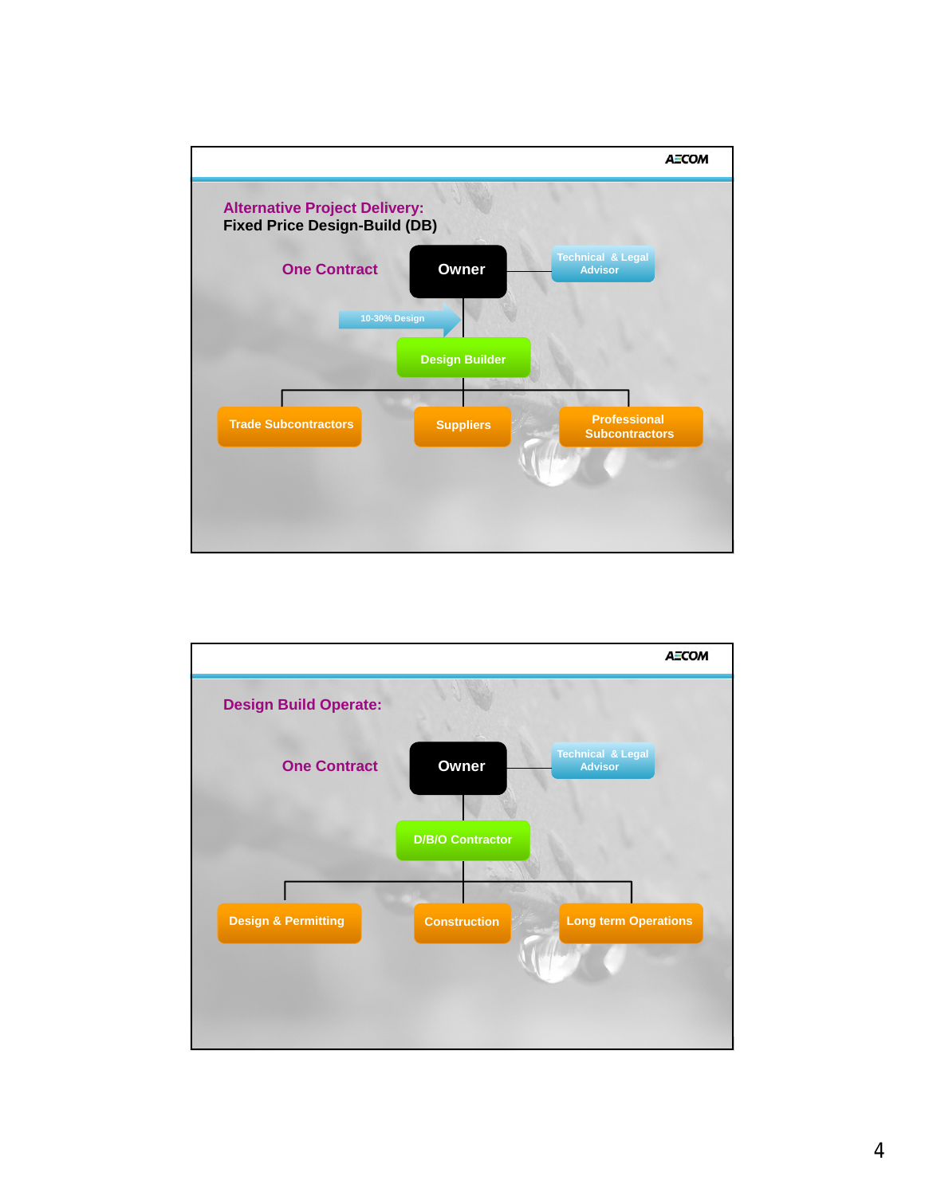## Alternative Project Delivery:

**Fixed Price Design-Build (DB)**

One Contract

Owner

Technical & Legal Advisor

10-30% Design

Design Builder

Trade Subcontractors

Suppliers

Professional Subcontractors

## Design Build Operate:

One Contract

Owner

Technical & Legal Advisor

D/B/O Contractor

Design & Permitting

Construction

Long term Operations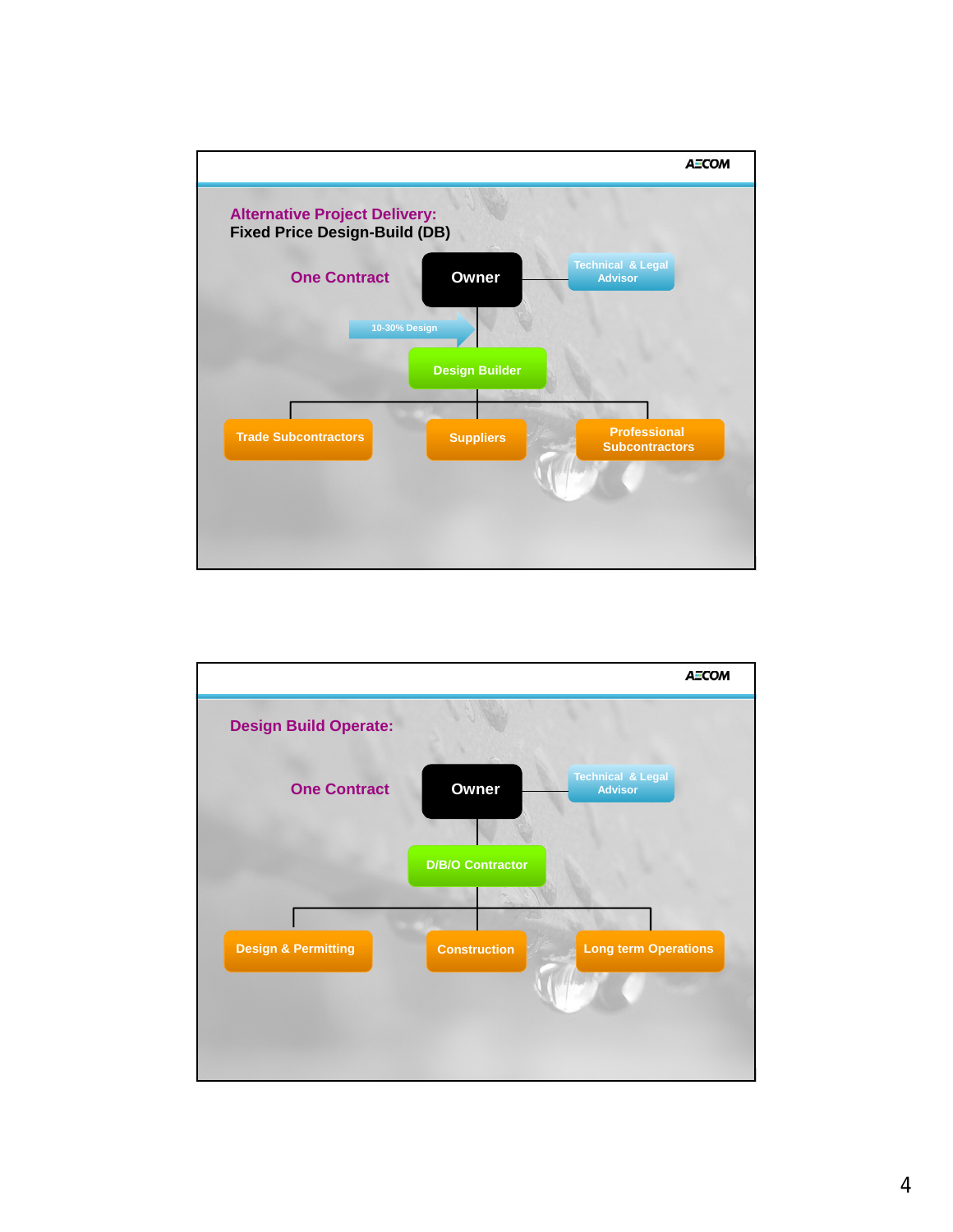## Alternative Project Delivery:
**Fixed Price Design-Build (DB)**

One Contract

Owner

Technical & Legal Advisor

10-30% Design

Design Builder

Trade Subcontractors

Suppliers

Professional Subcontractors

## Design Build Operate:

One Contract

Owner

Technical & Legal Advisor

D/B/O Contractor

Design & Permitting

Construction

Long term Operations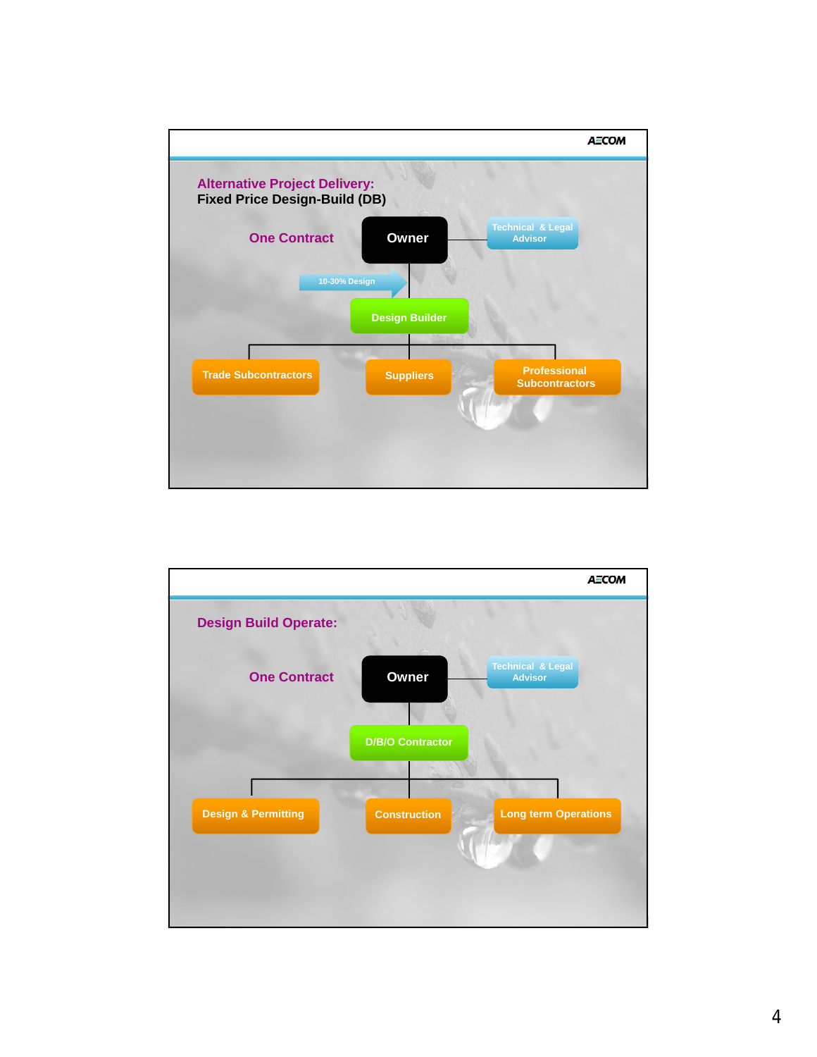## Alternative Project Delivery:
**Fixed Price Design-Build (DB)**

One Contract

Owner

Technical & Legal Advisor

10-30% Design

Design Builder

Trade Subcontractors

Suppliers

Professional Subcontractors

## Design Build Operate:

One Contract

Owner

Technical & Legal Advisor

D/B/O Contractor

Design & Permitting

Construction

Long term Operations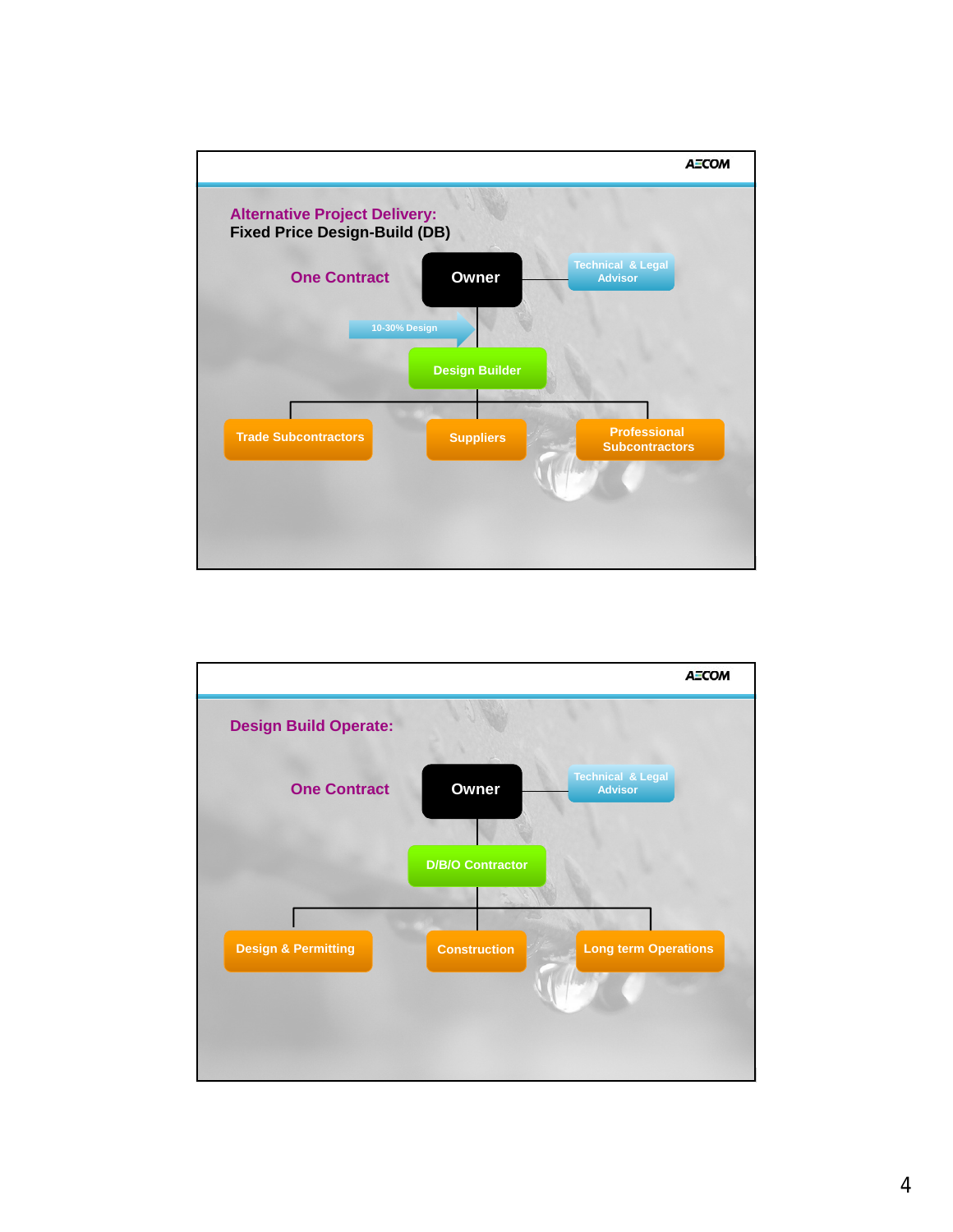## Alternative Project Delivery:
**Fixed Price Design-Build (DB)**

One Contract

Owner

Technical & Legal Advisor

10-30% Design

Design Builder

Trade Subcontractors

Suppliers

Professional Subcontractors

## Design Build Operate:

One Contract

Owner

Technical & Legal Advisor

D/B/O Contractor

Design & Permitting

Construction

Long term Operations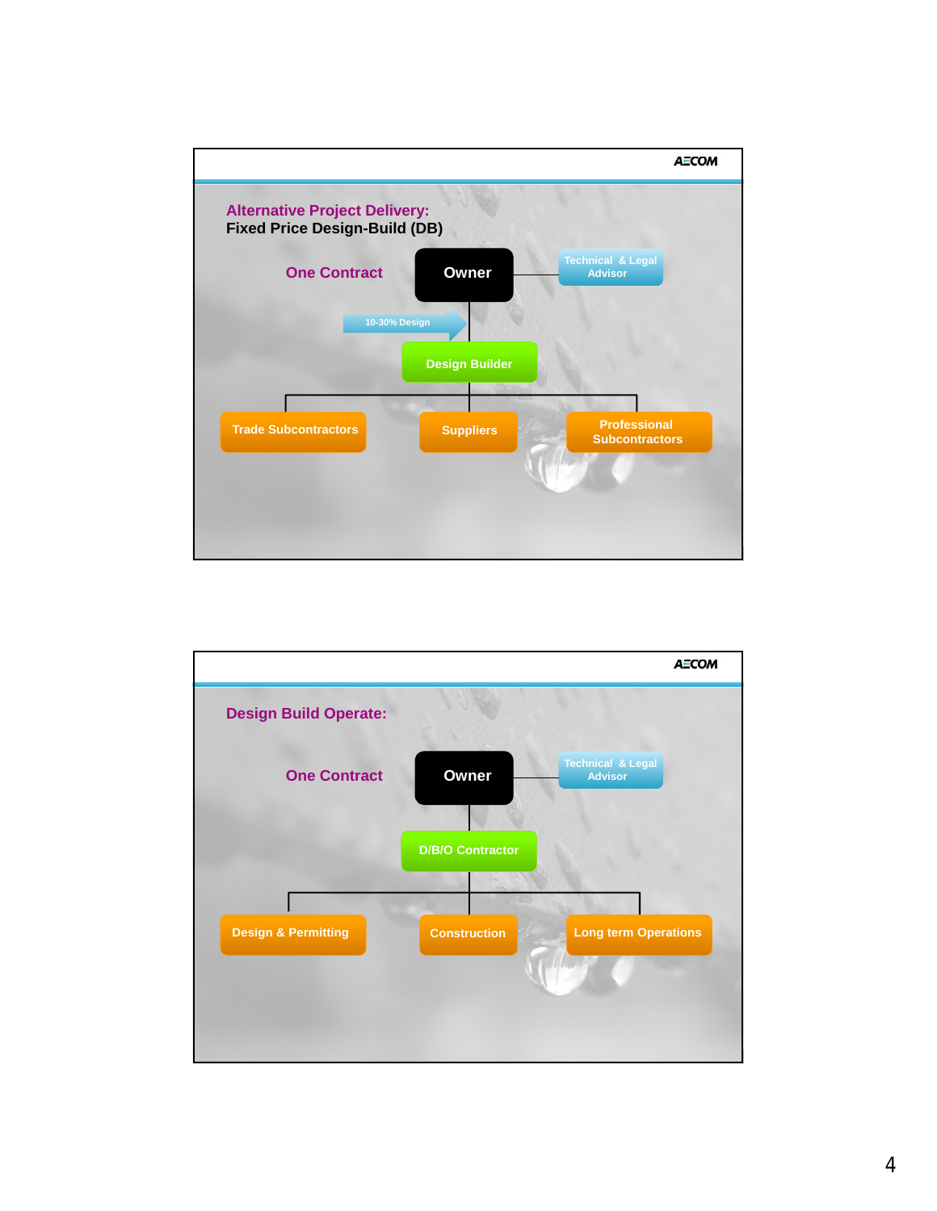## Alternative Project Delivery:
**Fixed Price Design-Build (DB)**

One Contract

Owner

Technical & Legal Advisor

10-30% Design

Design Builder

Trade Subcontractors

Suppliers

Professional Subcontractors

## Design Build Operate:

One Contract

Owner

Technical & Legal Advisor

D/B/O Contractor

Design & Permitting

Construction

Long term Operations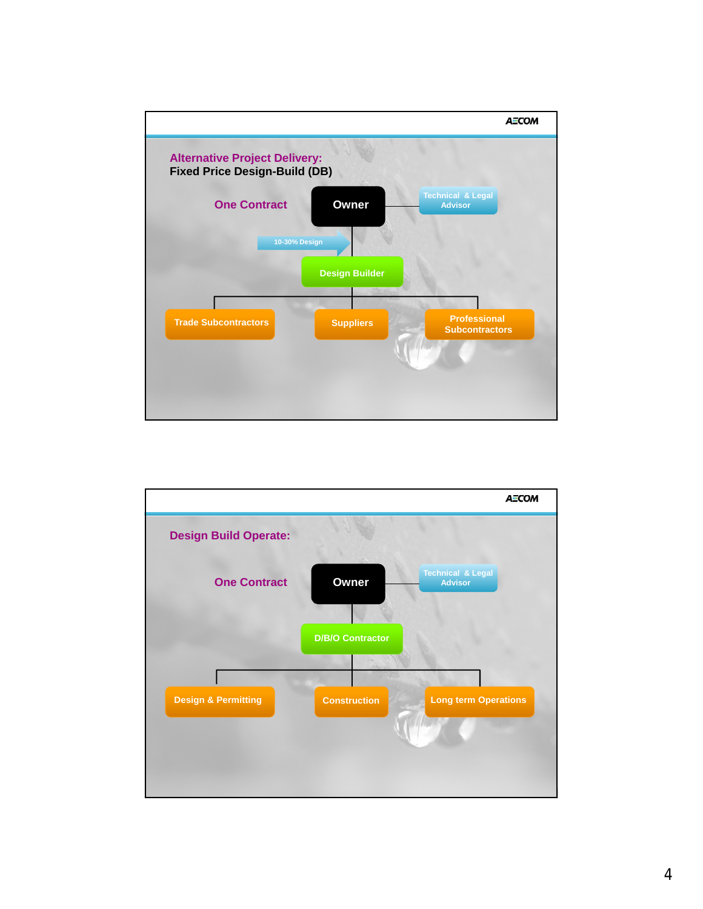## Alternative Project Delivery:

**Fixed Price Design-Build (DB)**

One Contract

Owner

Technical & Legal Advisor

10-30% Design

Design Builder

Trade Subcontractors

Suppliers

Professional Subcontractors

## Design Build Operate:

One Contract

Owner

Technical & Legal Advisor

D/B/O Contractor

Design & Permitting

Construction

Long term Operations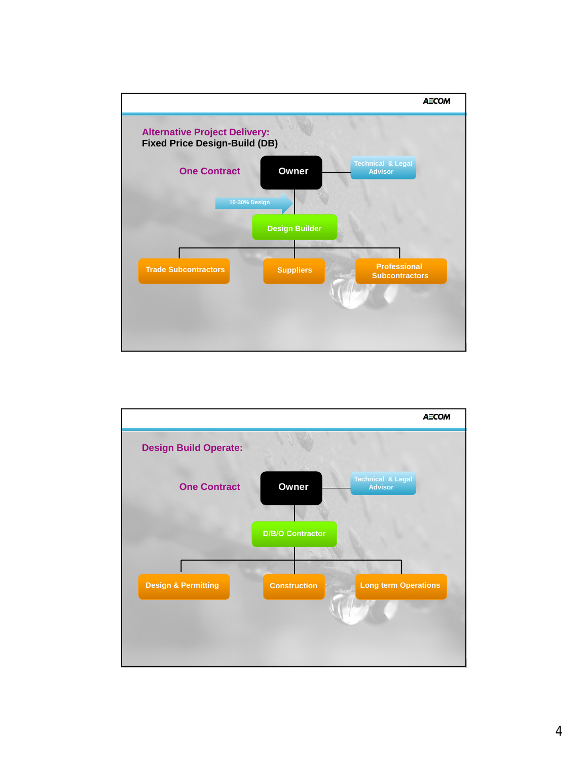AECOM

## Alternative Project Delivery:
**Fixed Price Design-Build (DB)**

One Contract

Owner

Technical & Legal Advisor

10-30% Design

Design Builder

Trade Subcontractors

Suppliers

Professional Subcontractors

AECOM

## Design Build Operate:

One Contract

Owner

Technical & Legal Advisor

D/B/O Contractor

Design & Permitting

Construction

Long term Operations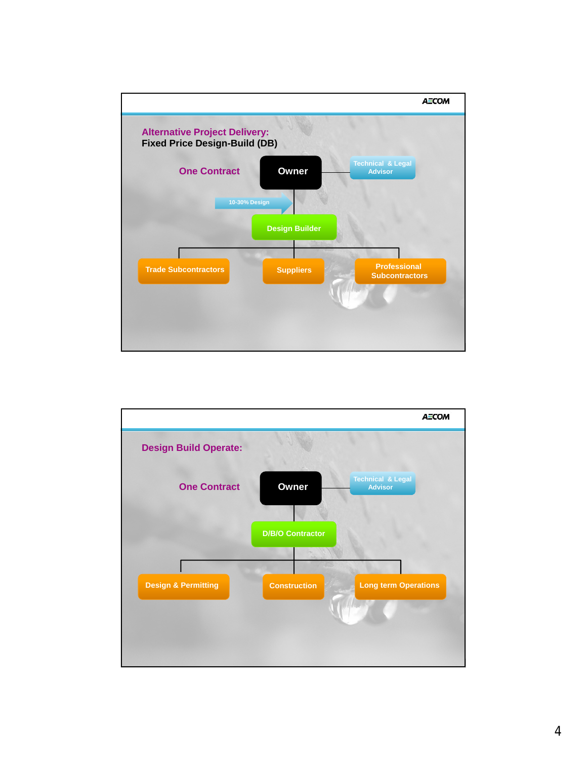## Alternative Project Delivery:
**Fixed Price Design-Build (DB)**

One Contract

Owner

Technical & Legal Advisor

10-30% Design

Design Builder

Trade Subcontractors

Suppliers

Professional Subcontractors

## Design Build Operate:

One Contract

Owner

Technical & Legal Advisor

D/B/O Contractor

Design & Permitting

Construction

Long term Operations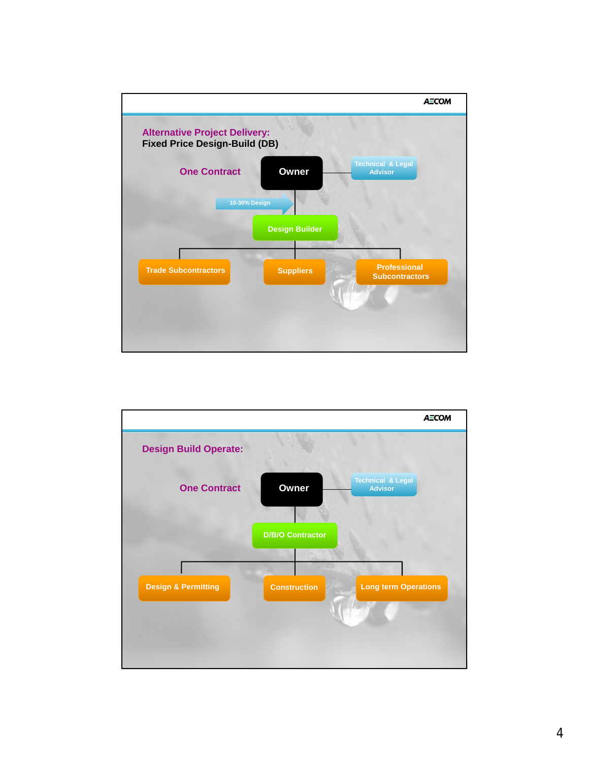AECOM

## Alternative Project Delivery:
**Fixed Price Design-Build (DB)**

One Contract

Owner

Technical & Legal Advisor

10-30% Design

Design Builder

Trade Subcontractors

Suppliers

Professional Subcontractors

AECOM

## Design Build Operate:

One Contract

Owner

Technical & Legal Advisor

D/B/O Contractor

Design & Permitting

Construction

Long term Operations